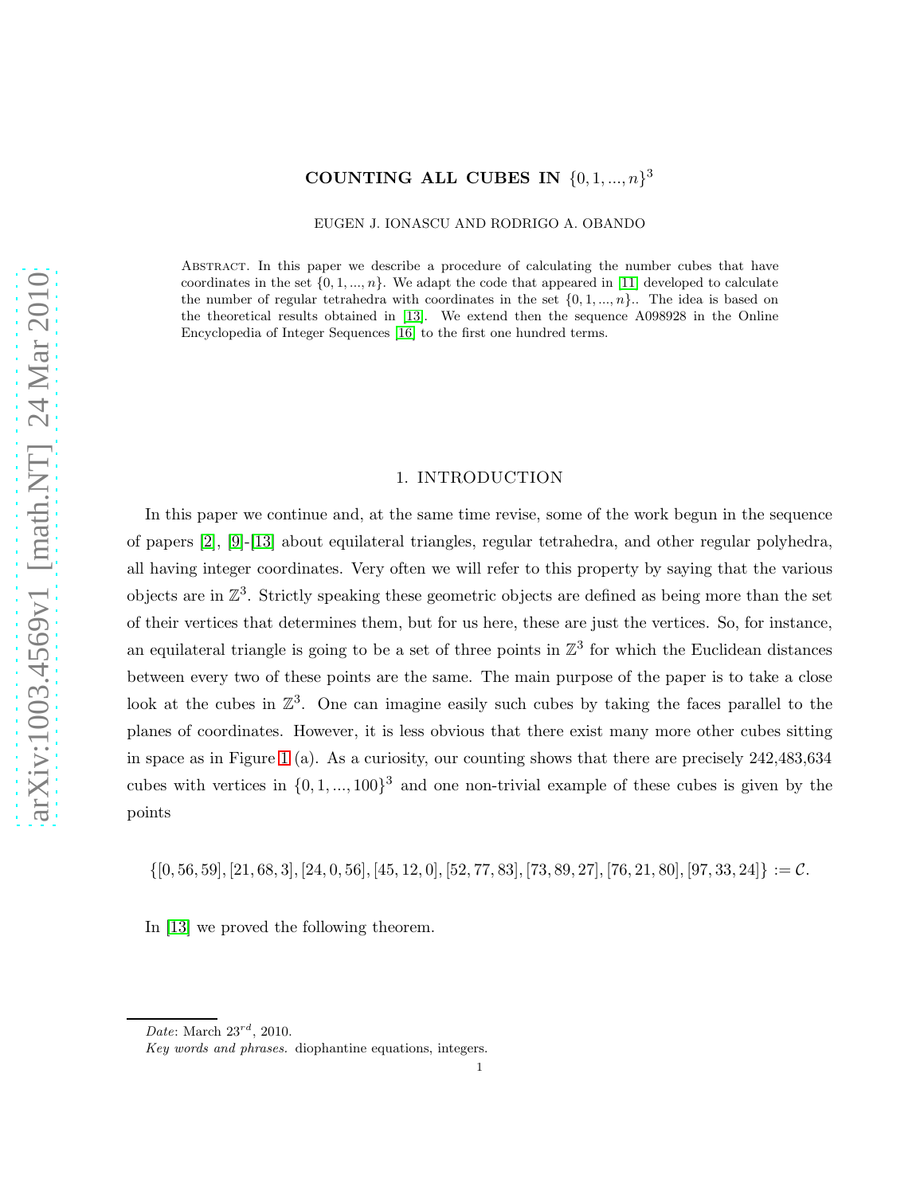# COUNTING ALL CUBES IN $\{0, 1, ..., n\}^3$

EUGEN J. IONASCU AND RODRIGO A. OBANDO

Abstract. In this paper we describe a procedure of calculating the number cubes that have coordinates in the set $\{0, 1, ..., n\}$. We adapt the code that appeared in [11] developed to calculate the number of regular tetrahedra with coordinates in the set $\{0, 1, ..., n\}$.. The idea is based on the theoretical results obtained in [13]. We extend then the sequence A098928 in the Online Encyclopedia of Integer Sequences [16] to the first one hundred terms.

## 1. INTRODUCTION

In this paper we continue and, at the same time revise, some of the work begun in the sequence of papers [2], [9]-[13] about equilateral triangles, regular tetrahedra, and other regular polyhedra, all having integer coordinates. Very often we will refer to this property by saying that the various objects are in $\mathbb{Z}^3$. Strictly speaking these geometric objects are defined as being more than the set of their vertices that determines them, but for us here, these are just the vertices. So, for instance, an equilateral triangle is going to be a set of three points in $\mathbb{Z}^3$ for which the Euclidean distances between every two of these points are the same. The main purpose of the paper is to take a close look at the cubes in $\mathbb{Z}^3$. One can imagine easily such cubes by taking the faces parallel to the planes of coordinates. However, it is less obvious that there exist many more other cubes sitting in space as in Figure 1 (a). As a curiosity, our counting shows that there are precisely 242,483,634 cubes with vertices in $\{0, 1, ..., 100\}^3$ and one non-trivial example of these cubes is given by the points

$$\{[0, 56, 59], [21, 68, 3], [24, 0, 56], [45, 12, 0], [52, 77, 83], [73, 89, 27], [76, 21, 80], [97, 33, 24]\} := \mathcal{C}.$$

In [13] we proved the following theorem.

*Date*: March $23^{rd}$, 2010.

*Key words and phrases.* diophantine equations, integers.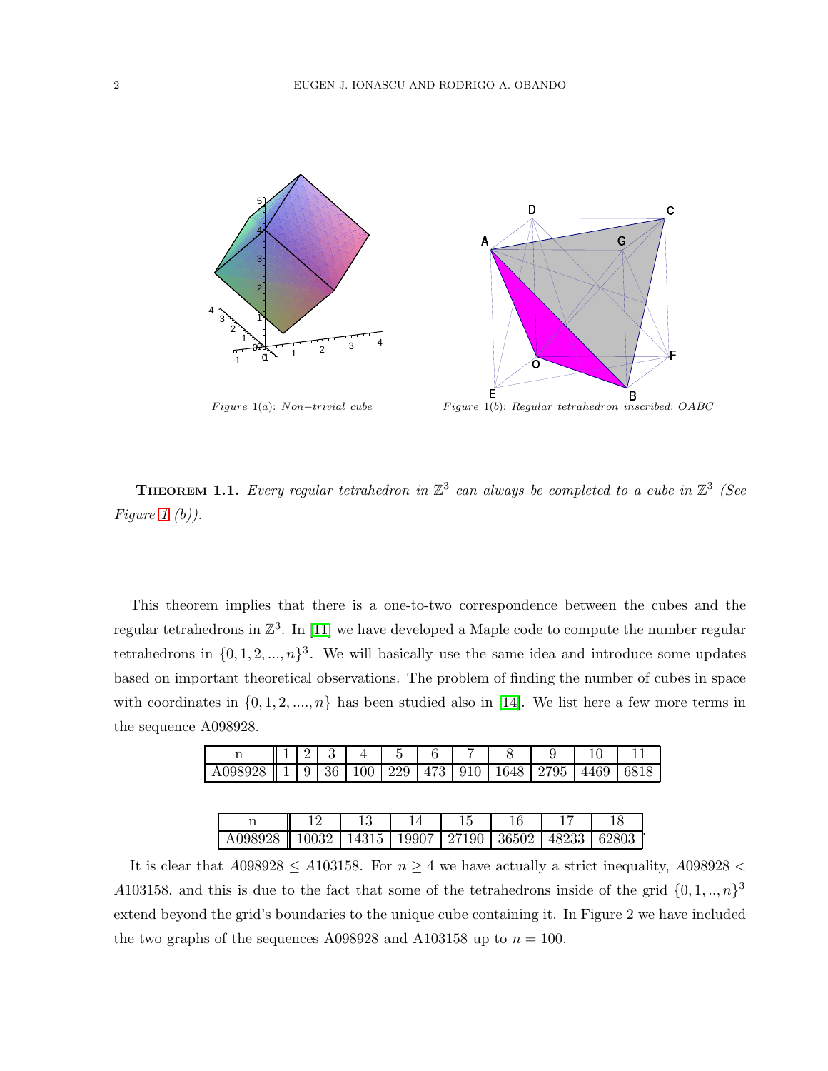*Figure 1(a): Non−trivial cube*

*Figure 1(b): Regular tetrahedron inscribed: OABC*

**Theorem 1.1.** *Every regular tetrahedron in $\mathbb{Z}^3$ can always be completed to a cube in $\mathbb{Z}^3$ (See Figure 1 (b)).*

This theorem implies that there is a one-to-two correspondence between the cubes and the regular tetrahedrons in $\mathbb{Z}^3$. In [11] we have developed a Maple code to compute the number regular tetrahedrons in $\{0, 1, 2, ..., n\}^3$. We will basically use the same idea and introduce some updates based on important theoretical observations. The problem of finding the number of cubes in space with coordinates in $\{0, 1, 2, ...., n\}$ has been studied also in [14]. We list here a few more terms in the sequence A098928.

| n | 1 | 2 | 3 | 4 | 5 | 6 | 7 | 8 | 9 | 10 | 11 |
|---|---|---|---|---|---|---|---|---|---|---|---|
| A098928 | 1 | 9 | 36 | 100 | 229 | 473 | 910 | 1648 | 2795 | 4469 | 6818 |

| n | 12 | 13 | 14 | 15 | 16 | 17 | 18 |
|---|---|---|---|---|---|---|---|
| A098928 | 10032 | 14315 | 19907 | 27190 | 36502 | 48233 | 62803 |

It is clear that $A098928 \leq A103158$. For $n \geq 4$ we have actually a strict inequality, $A098928 < A103158$, and this is due to the fact that some of the tetrahedrons inside of the grid $\{0, 1, .., n\}^3$ extend beyond the grid's boundaries to the unique cube containing it. In Figure 2 we have included the two graphs of the sequences A098928 and A103158 up to $n = 100$.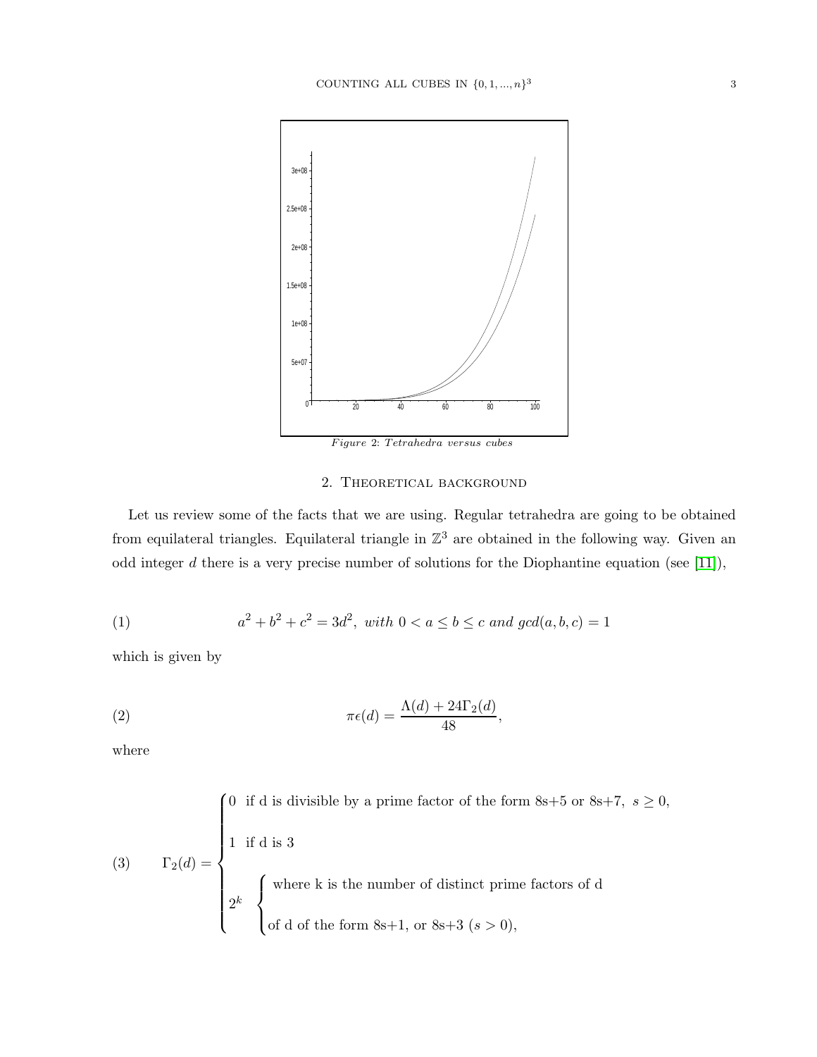*Figure 2: Tetrahedra versus cubes*

## 2. Theoretical background

Let us review some of the facts that we are using. Regular tetrahedra are going to be obtained from equilateral triangles. Equilateral triangle in $\mathbb{Z}^3$ are obtained in the following way. Given an odd integer $d$ there is a very precise number of solutions for the Diophantine equation (see [11]),

$$a^2 + b^2 + c^2 = 3d^2, \ \textit{with } 0 < a \leq b \leq c \textit{ and } gcd(a,b,c) = 1 \tag{1}$$

which is given by

$$\pi\epsilon(d) = \frac{\Lambda(d) + 24\Gamma_2(d)}{48}, \tag{2}$$

where

$$\Gamma_2(d) = \begin{cases} 0 & \text{if d is divisible by a prime factor of the form 8s+5 or 8s+7, } s \geq 0, \\ 1 & \text{if d is 3} \\ 2^k & \begin{cases} \text{where k is the number of distinct prime factors of d} \\ \text{of d of the form 8s+1, or 8s+3 } (s > 0), \end{cases} \end{cases} \tag{3}$$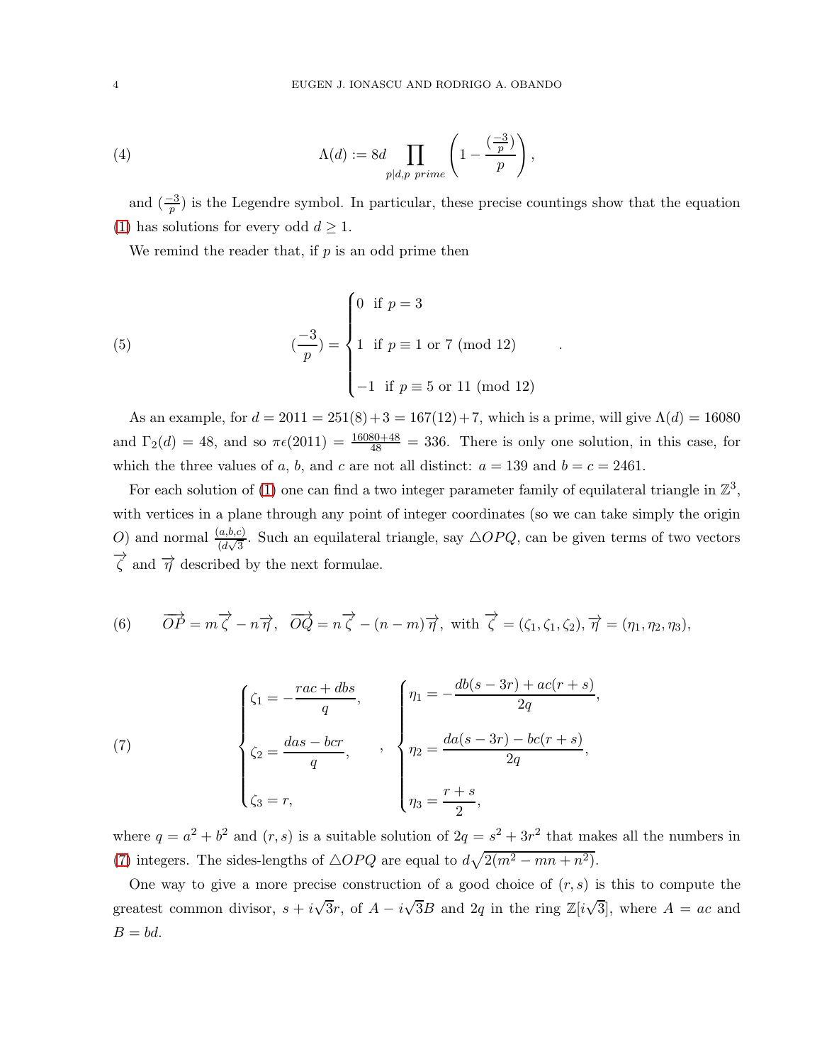$$
\Lambda(d) := 8d \prod_{p|d, p\ prime} \left(1 - \frac{(\frac{-3}{p})}{p}\right), \tag{4}
$$

and $(\frac{-3}{p})$ is the Legendre symbol. In particular, these precise countings show that the equation (1) has solutions for every odd $d \geq 1$.

We remind the reader that, if $p$ is an odd prime then

$$
(\frac{-3}{p}) = \begin{cases} 0 \ \text{ if } p = 3 \\ 1 \ \text{ if } p \equiv 1 \text{ or } 7 \pmod{12} \\ -1 \ \text{ if } p \equiv 5 \text{ or } 11 \pmod{12} \end{cases}. \tag{5}
$$

As an example, for $d = 2011 = 251(8)+3 = 167(12)+7$, which is a prime, will give $\Lambda(d) = 16080$ and $\Gamma_2(d) = 48$, and so $\pi\epsilon(2011) = \frac{16080+48}{48} = 336$. There is only one solution, in this case, for which the three values of $a$, $b$, and $c$ are not all distinct: $a = 139$ and $b = c = 2461$.

For each solution of (1) one can find a two integer parameter family of equilateral triangle in $\mathbb{Z}^3$, with vertices in a plane through any point of integer coordinates (so we can take simply the origin $O$) and normal $\frac{(a,b,c)}{(d\sqrt{3}}$. Such an equilateral triangle, say $\triangle OPQ$, can be given terms of two vectors $\overrightarrow{\zeta}$ and $\overrightarrow{\eta}$ described by the next formulae.

$$
\overrightarrow{OP} = m\overrightarrow{\zeta} - n\overrightarrow{\eta}, \ \ \overrightarrow{OQ} = n\overrightarrow{\zeta} - (n-m)\overrightarrow{\eta}, \text{ with } \overrightarrow{\zeta} = (\zeta_1, \zeta_1, \zeta_2), \overrightarrow{\eta} = (\eta_1, \eta_2, \eta_3), \tag{6}
$$

$$
\begin{cases} \zeta_1 = -\dfrac{rac + dbs}{q}, \\ \zeta_2 = \dfrac{das - bcr}{q}, \\ \zeta_3 = r, \end{cases} \quad , \quad \begin{cases} \eta_1 = -\dfrac{db(s-3r) + ac(r+s)}{2q}, \\ \eta_2 = \dfrac{da(s-3r) - bc(r+s)}{2q}, \\ \eta_3 = \dfrac{r+s}{2}, \end{cases} \tag{7}
$$

where $q = a^2 + b^2$ and $(r, s)$ is a suitable solution of $2q = s^2 + 3r^2$ that makes all the numbers in (7) integers. The sides-lengths of $\triangle OPQ$ are equal to $d\sqrt{2(m^2 - mn + n^2)}$.

One way to give a more precise construction of a good choice of $(r, s)$ is this to compute the greatest common divisor, $s + i\sqrt{3}r$, of $A - i\sqrt{3}B$ and $2q$ in the ring $\mathbb{Z}[i\sqrt{3}]$, where $A = ac$ and $B = bd$.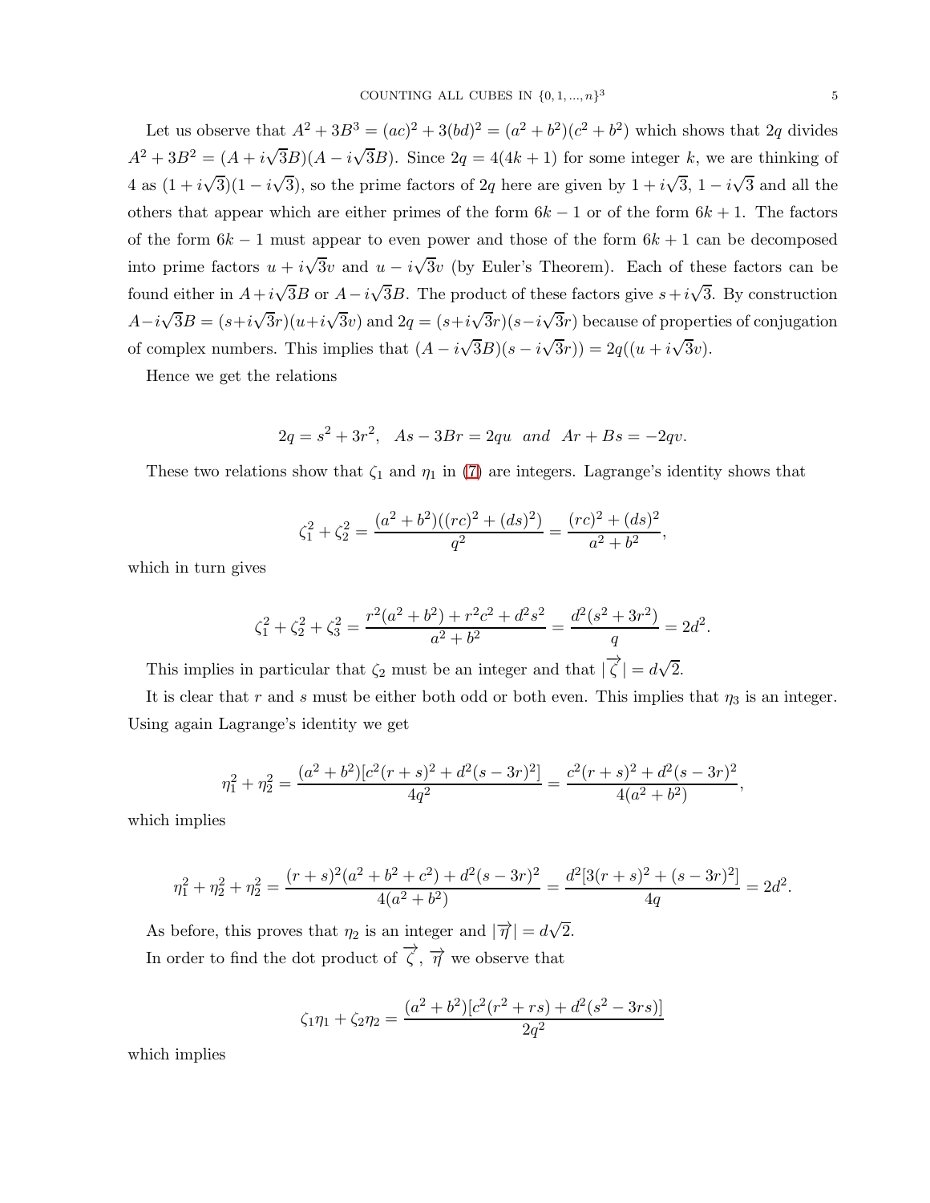Let us observe that $A^2+3B^3=(ac)^2+3(bd)^2=(a^2+b^2)(c^2+b^2)$ which shows that $2q$ divides $A^2+3B^2=(A+i\sqrt{3}B)(A-i\sqrt{3}B)$. Since $2q=4(4k+1)$ for some integer $k$, we are thinking of 4 as $(1+i\sqrt{3})(1-i\sqrt{3})$, so the prime factors of $2q$ here are given by $1+i\sqrt{3}$, $1-i\sqrt{3}$ and all the others that appear which are either primes of the form $6k-1$ or of the form $6k+1$. The factors of the form $6k-1$ must appear to even power and those of the form $6k+1$ can be decomposed into prime factors $u+i\sqrt{3}v$ and $u-i\sqrt{3}v$ (by Euler's Theorem). Each of these factors can be found either in $A+i\sqrt{3}B$ or $A-i\sqrt{3}B$. The product of these factors give $s+i\sqrt{3}$. By construction $A-i\sqrt{3}B=(s+i\sqrt{3}r)(u+i\sqrt{3}v)$ and $2q=(s+i\sqrt{3}r)(s-i\sqrt{3}r)$ because of properties of conjugation of complex numbers. This implies that $(A-i\sqrt{3}B)(s-i\sqrt{3}r))=2q((u+i\sqrt{3}v)$.

Hence we get the relations

$$2q=s^2+3r^2, \quad As-3Br=2qu \quad and \quad Ar+Bs=-2qv.$$

These two relations show that $\zeta_1$ and $\eta_1$ in (7) are integers. Lagrange's identity shows that

$$\zeta_1^2+\zeta_2^2=\frac{(a^2+b^2)((rc)^2+(ds)^2)}{q^2}=\frac{(rc)^2+(ds)^2}{a^2+b^2},$$

which in turn gives

$$\zeta_1^2+\zeta_2^2+\zeta_3^2=\frac{r^2(a^2+b^2)+r^2c^2+d^2s^2}{a^2+b^2}=\frac{d^2(s^2+3r^2)}{q}=2d^2.$$

This implies in particular that $\zeta_2$ must be an integer and that $|\overrightarrow{\zeta}|=d\sqrt{2}$.

It is clear that $r$ and $s$ must be either both odd or both even. This implies that $\eta_3$ is an integer. Using again Lagrange's identity we get

$$\eta_1^2+\eta_2^2=\frac{(a^2+b^2)[c^2(r+s)^2+d^2(s-3r)^2]}{4q^2}=\frac{c^2(r+s)^2+d^2(s-3r)^2}{4(a^2+b^2)},$$

which implies

$$\eta_1^2+\eta_2^2+\eta_2^2=\frac{(r+s)^2(a^2+b^2+c^2)+d^2(s-3r)^2}{4(a^2+b^2)}=\frac{d^2[3(r+s)^2+(s-3r)^2]}{4q}=2d^2.$$

As before, this proves that $\eta_2$ is an integer and $|\overrightarrow{\eta}|=d\sqrt{2}$.

In order to find the dot product of $\overrightarrow{\zeta}$, $\overrightarrow{\eta}$ we observe that

$$\zeta_1\eta_1+\zeta_2\eta_2=\frac{(a^2+b^2)[c^2(r^2+rs)+d^2(s^2-3rs)]}{2q^2}$$

which implies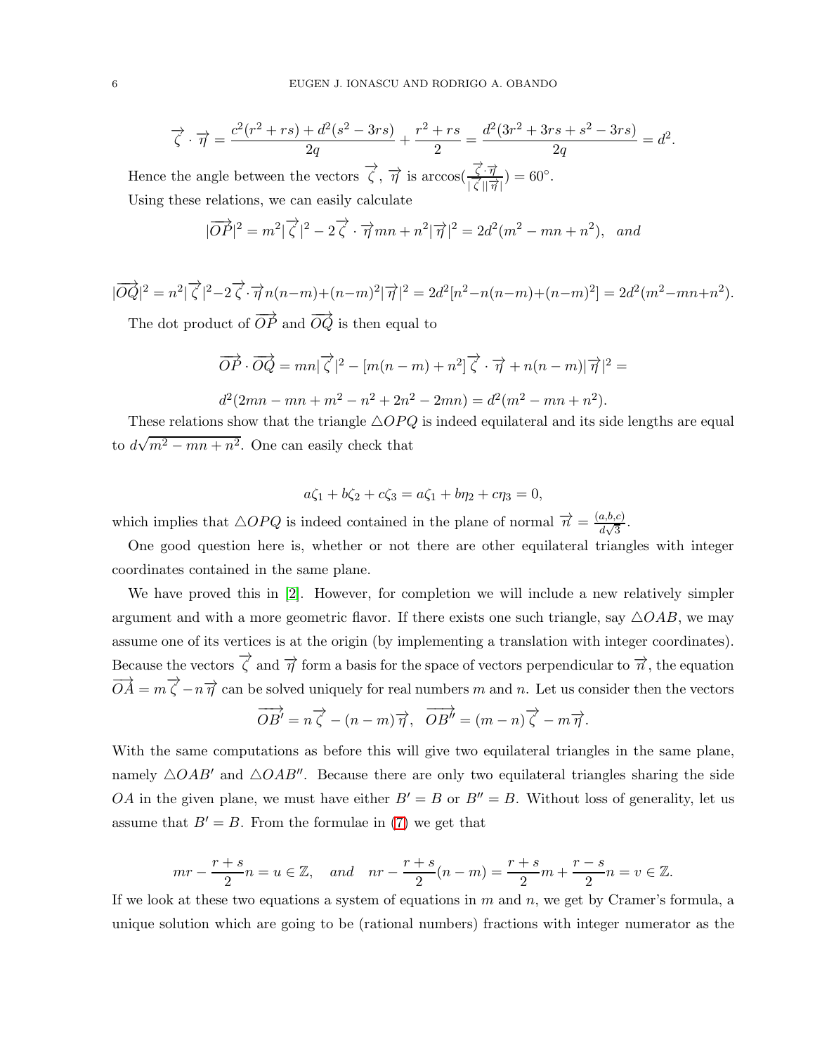$$\overrightarrow{\zeta}\cdot\overrightarrow{\eta}=\frac{c^2(r^2+rs)+d^2(s^2-3rs)}{2q}+\frac{r^2+rs}{2}=\frac{d^2(3r^2+3rs+s^2-3rs)}{2q}=d^2.$$

Hence the angle between the vectors $\overrightarrow{\zeta}$, $\overrightarrow{\eta}$ is $\arccos(\frac{\overrightarrow{\zeta}\cdot\overrightarrow{\eta}}{|\overrightarrow{\zeta}||\overrightarrow{\eta}|})=60^\circ$.

Using these relations, we can easily calculate

$$|\overrightarrow{OP}|^2=m^2|\overrightarrow{\zeta}|^2-2\overrightarrow{\zeta}\cdot\overrightarrow{\eta}mn+n^2|\overrightarrow{\eta}|^2=2d^2(m^2-mn+n^2), \quad and$$

$$|\overrightarrow{OQ}|^2=n^2|\overrightarrow{\zeta}|^2-2\overrightarrow{\zeta}\cdot\overrightarrow{\eta}n(n-m)+(n-m)^2|\overrightarrow{\eta}|^2=2d^2[n^2-n(n-m)+(n-m)^2]=2d^2(m^2-mn+n^2).$$

The dot product of $\overrightarrow{OP}$ and $\overrightarrow{OQ}$ is then equal to

$$\overrightarrow{OP}\cdot\overrightarrow{OQ}=mn|\overrightarrow{\zeta}|^2-[m(n-m)+n^2]\overrightarrow{\zeta}\cdot\overrightarrow{\eta}+n(n-m)|\overrightarrow{\eta}|^2=$$

$$d^2(2mn-mn+m^2-n^2+2n^2-2mn)=d^2(m^2-mn+n^2).$$

These relations show that the triangle $\triangle OPQ$ is indeed equilateral and its side lengths are equal to $d\sqrt{m^2-mn+n^2}$. One can easily check that

$$a\zeta_1+b\zeta_2+c\zeta_3=a\zeta_1+b\eta_2+c\eta_3=0,$$

which implies that $\triangle OPQ$ is indeed contained in the plane of normal $\overrightarrow{n}=\frac{(a,b,c)}{d\sqrt{3}}$.

One good question here is, whether or not there are other equilateral triangles with integer coordinates contained in the same plane.

We have proved this in [2]. However, for completion we will include a new relatively simpler argument and with a more geometric flavor. If there exists one such triangle, say $\triangle OAB$, we may assume one of its vertices is at the origin (by implementing a translation with integer coordinates). Because the vectors $\overrightarrow{\zeta}$ and $\overrightarrow{\eta}$ form a basis for the space of vectors perpendicular to $\overrightarrow{n}$, the equation $\overrightarrow{OA}=m\overrightarrow{\zeta}-n\overrightarrow{\eta}$ can be solved uniquely for real numbers $m$ and $n$. Let us consider then the vectors

$$\overrightarrow{OB'}=n\overrightarrow{\zeta}-(n-m)\overrightarrow{\eta}, \quad \overrightarrow{OB''}=(m-n)\overrightarrow{\zeta}-m\overrightarrow{\eta}.$$

With the same computations as before this will give two equilateral triangles in the same plane, namely $\triangle OAB'$ and $\triangle OAB''$. Because there are only two equilateral triangles sharing the side $OA$ in the given plane, we must have either $B'=B$ or $B''=B$. Without loss of generality, let us assume that $B'=B$. From the formulae in (7) we get that

$$mr-\frac{r+s}{2}n=u\in\mathbb{Z}, \quad and \quad nr-\frac{r+s}{2}(n-m)=\frac{r+s}{2}m+\frac{r-s}{2}n=v\in\mathbb{Z}.$$

If we look at these two equations a system of equations in $m$ and $n$, we get by Cramer's formula, a unique solution which are going to be (rational numbers) fractions with integer numerator as the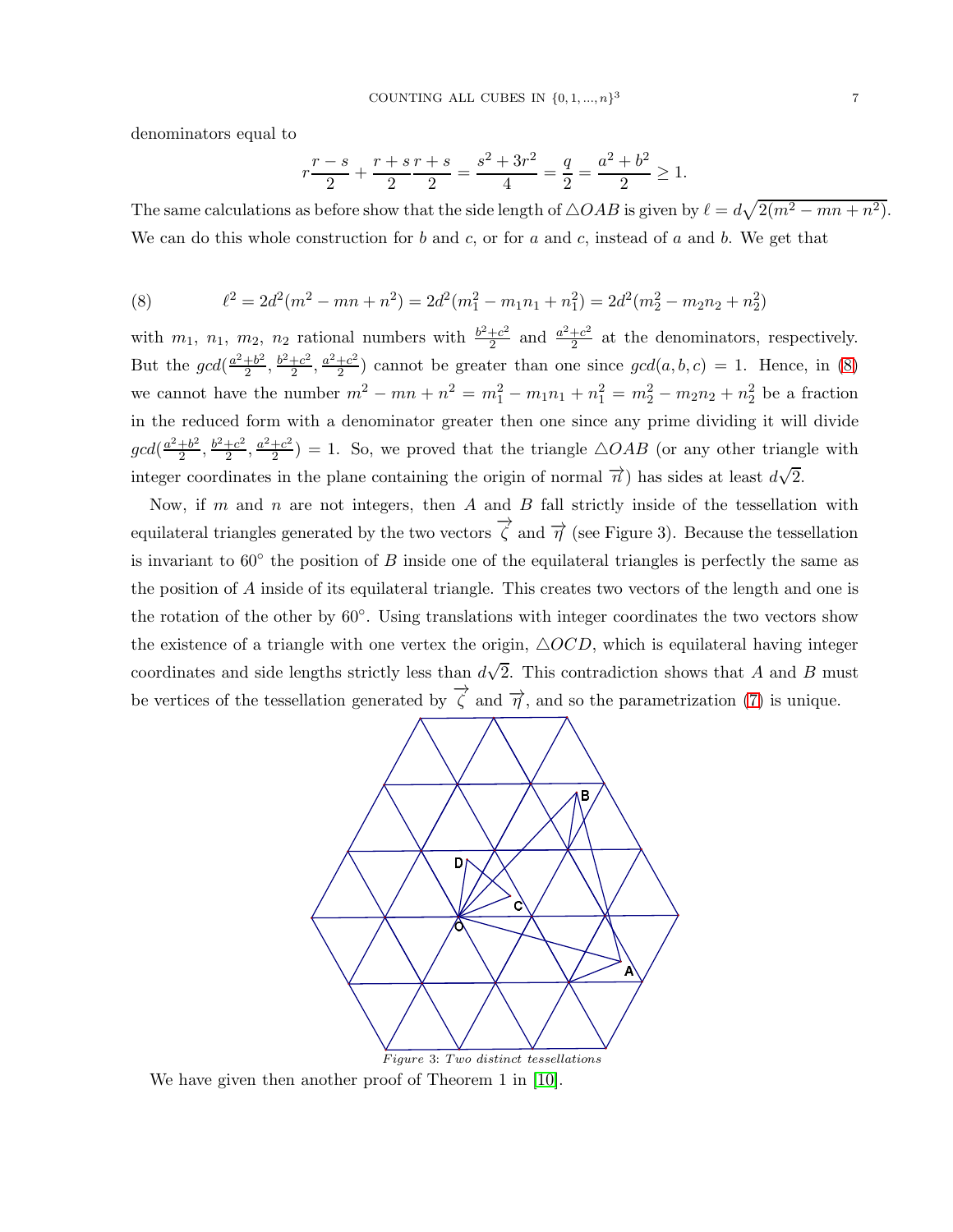denominators equal to

$$r\frac{r-s}{2}+\frac{r+s}{2}\frac{r+s}{2}=\frac{s^2+3r^2}{4}=\frac{q}{2}=\frac{a^2+b^2}{2}\geq 1.$$

The same calculations as before show that the side length of $\triangle OAB$ is given by $\ell = d\sqrt{2(m^2-mn+n^2)}$. We can do this whole construction for $b$ and $c$, or for $a$ and $c$, instead of $a$ and $b$. We get that

$$\ell^2 = 2d^2(m^2-mn+n^2) = 2d^2(m_1^2-m_1n_1+n_1^2) = 2d^2(m_2^2-m_2n_2+n_2^2) \tag{8}$$

with $m_1$, $n_1$, $m_2$, $n_2$ rational numbers with $\frac{b^2+c^2}{2}$ and $\frac{a^2+c^2}{2}$ at the denominators, respectively. But the $gcd(\frac{a^2+b^2}{2}, \frac{b^2+c^2}{2}, \frac{a^2+c^2}{2})$ cannot be greater than one since $gcd(a,b,c)=1$. Hence, in (8) we cannot have the number $m^2-mn+n^2 = m_1^2-m_1n_1+n_1^2 = m_2^2-m_2n_2+n_2^2$ be a fraction in the reduced form with a denominator greater then one since any prime dividing it will divide $gcd(\frac{a^2+b^2}{2}, \frac{b^2+c^2}{2}, \frac{a^2+c^2}{2})=1$. So, we proved that the triangle $\triangle OAB$ (or any other triangle with integer coordinates in the plane containing the origin of normal $\overrightarrow{n}$) has sides at least $d\sqrt{2}$.

Now, if $m$ and $n$ are not integers, then $A$ and $B$ fall strictly inside of the tessellation with equilateral triangles generated by the two vectors $\overrightarrow{\zeta}$ and $\overrightarrow{\eta}$ (see Figure 3). Because the tessellation is invariant to $60°$ the position of $B$ inside one of the equilateral triangles is perfectly the same as the position of $A$ inside of its equilateral triangle. This creates two vectors of the length and one is the rotation of the other by $60°$. Using translations with integer coordinates the two vectors show the existence of a triangle with one vertex the origin, $\triangle OCD$, which is equilateral having integer coordinates and side lengths strictly less than $d\sqrt{2}$. This contradiction shows that $A$ and $B$ must be vertices of the tessellation generated by $\overrightarrow{\zeta}$ and $\overrightarrow{\eta}$, and so the parametrization (7) is unique.

*Figure 3: Two distinct tessellations*

We have given then another proof of Theorem 1 in [10].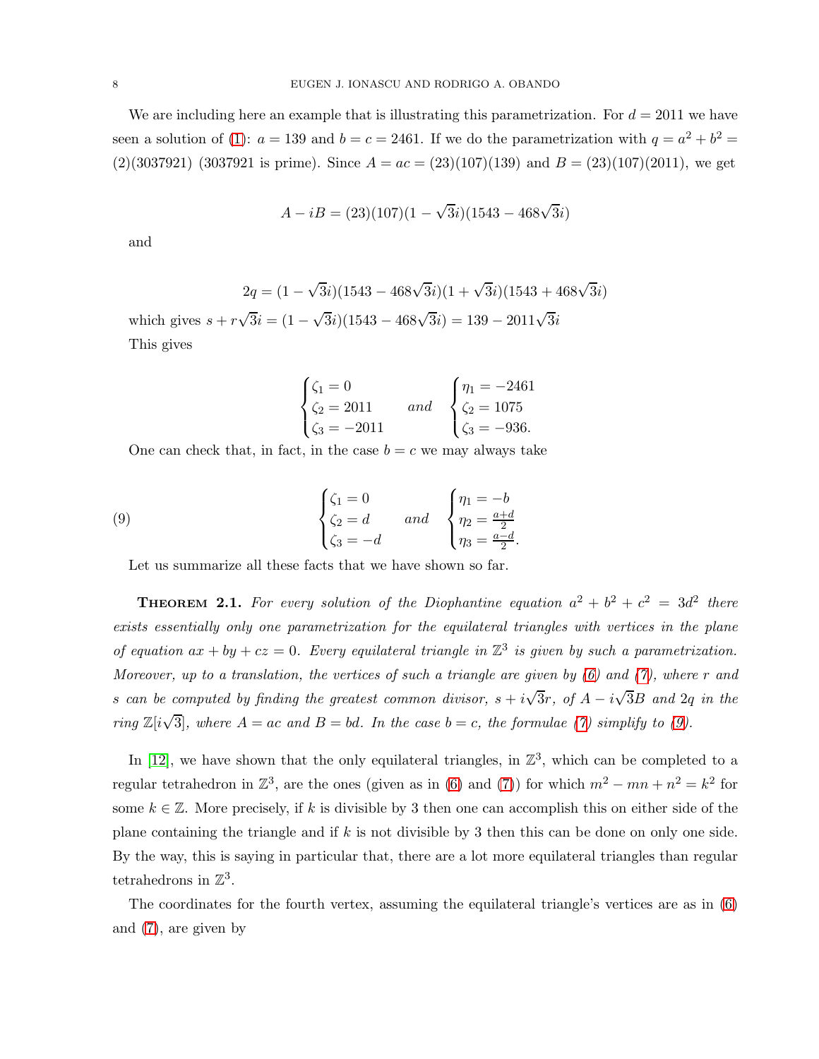We are including here an example that is illustrating this parametrization. For $d = 2011$ we have seen a solution of (1): $a = 139$ and $b = c = 2461$. If we do the parametrization with $q = a^2 + b^2 = (2)(3037921)$ (3037921 is prime). Since $A = ac = (23)(107)(139)$ and $B = (23)(107)(2011)$, we get

$$A - iB = (23)(107)(1 - \sqrt{3}i)(1543 - 468\sqrt{3}i)$$

and

$$2q = (1 - \sqrt{3}i)(1543 - 468\sqrt{3}i)(1 + \sqrt{3}i)(1543 + 468\sqrt{3}i)$$

which gives $s + r\sqrt{3}i = (1 - \sqrt{3}i)(1543 - 468\sqrt{3}i) = 139 - 2011\sqrt{3}i$

This gives

$$\begin{cases} \zeta_1 = 0 \\ \zeta_2 = 2011 \\ \zeta_3 = -2011 \end{cases} \quad and \quad \begin{cases} \eta_1 = -2461 \\ \zeta_2 = 1075 \\ \zeta_3 = -936. \end{cases}$$

One can check that, in fact, in the case $b = c$ we may always take

$$\begin{cases} \zeta_1 = 0 \\ \zeta_2 = d \\ \zeta_3 = -d \end{cases} \quad and \quad \begin{cases} \eta_1 = -b \\ \eta_2 = \frac{a+d}{2} \\ \eta_3 = \frac{a-d}{2}. \end{cases} \tag{9}$$

Let us summarize all these facts that we have shown so far.

**Theorem 2.1.** *For every solution of the Diophantine equation $a^2 + b^2 + c^2 = 3d^2$ there exists essentially only one parametrization for the equilateral triangles with vertices in the plane of equation $ax + by + cz = 0$. Every equilateral triangle in $\mathbb{Z}^3$ is given by such a parametrization. Moreover, up to a translation, the vertices of such a triangle are given by (6) and (7), where $r$ and $s$ can be computed by finding the greatest common divisor, $s + i\sqrt{3}r$, of $A - i\sqrt{3}B$ and $2q$ in the ring $\mathbb{Z}[i\sqrt{3}]$, where $A = ac$ and $B = bd$. In the case $b = c$, the formulae (7) simplify to (9).*

In [12], we have shown that the only equilateral triangles, in $\mathbb{Z}^3$, which can be completed to a regular tetrahedron in $\mathbb{Z}^3$, are the ones (given as in (6) and (7)) for which $m^2 - mn + n^2 = k^2$ for some $k \in \mathbb{Z}$. More precisely, if $k$ is divisible by 3 then one can accomplish this on either side of the plane containing the triangle and if $k$ is not divisible by 3 then this can be done on only one side. By the way, this is saying in particular that, there are a lot more equilateral triangles than regular tetrahedrons in $\mathbb{Z}^3$.

The coordinates for the fourth vertex, assuming the equilateral triangle's vertices are as in (6) and (7), are given by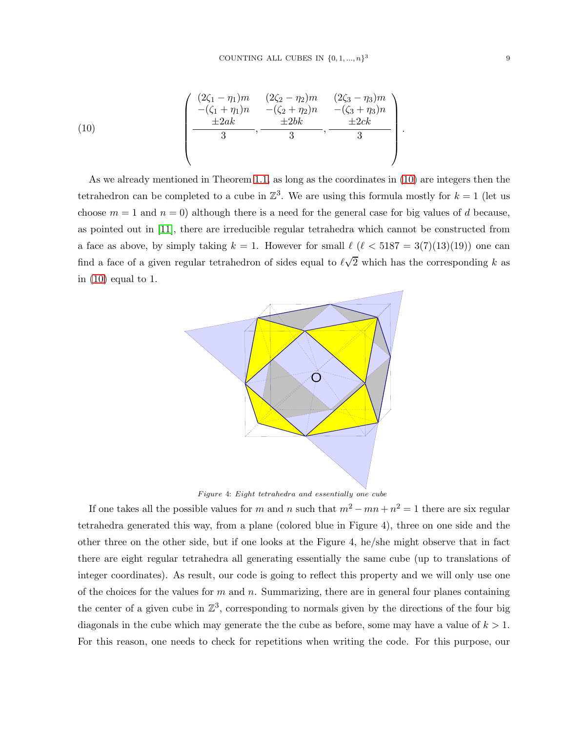$$
\left(\frac{\begin{array}{c}(2\zeta_1-\eta_1)m\\-(\zeta_1+\eta_1)n\\\pm 2ak\end{array}}{3}, \frac{\begin{array}{c}(2\zeta_2-\eta_2)m\\-(\zeta_2+\eta_2)n\\\pm 2bk\end{array}}{3}, \frac{\begin{array}{c}(2\zeta_3-\eta_3)m\\-(\zeta_3+\eta_3)n\\\pm 2ck\end{array}}{3}\right). \tag{10}
$$

As we already mentioned in Theorem 1.1, as long as the coordinates in (10) are integers then the tetrahedron can be completed to a cube in $\mathbb{Z}^3$. We are using this formula mostly for $k = 1$ (let us choose $m = 1$ and $n = 0$) although there is a need for the general case for big values of $d$ because, as pointed out in [11], there are irreducible regular tetrahedra which cannot be constructed from a face as above, by simply taking $k = 1$. However for small $\ell$ ($\ell < 5187 = 3(7)(13)(19)$) one can find a face of a given regular tetrahedron of sides equal to $\ell\sqrt{2}$ which has the corresponding $k$ as in (10) equal to 1.

*Figure 4: Eight tetrahedra and essentially one cube*

If one takes all the possible values for $m$ and $n$ such that $m^2 - mn + n^2 = 1$ there are six regular tetrahedra generated this way, from a plane (colored blue in Figure 4), three on one side and the other three on the other side, but if one looks at the Figure 4, he/she might observe that in fact there are eight regular tetrahedra all generating essentially the same cube (up to translations of integer coordinates). As result, our code is going to reflect this property and we will only use one of the choices for the values for $m$ and $n$. Summarizing, there are in general four planes containing the center of a given cube in $\mathbb{Z}^3$, corresponding to normals given by the directions of the four big diagonals in the cube which may generate the the cube as before, some may have a value of $k > 1$. For this reason, one needs to check for repetitions when writing the code. For this purpose, our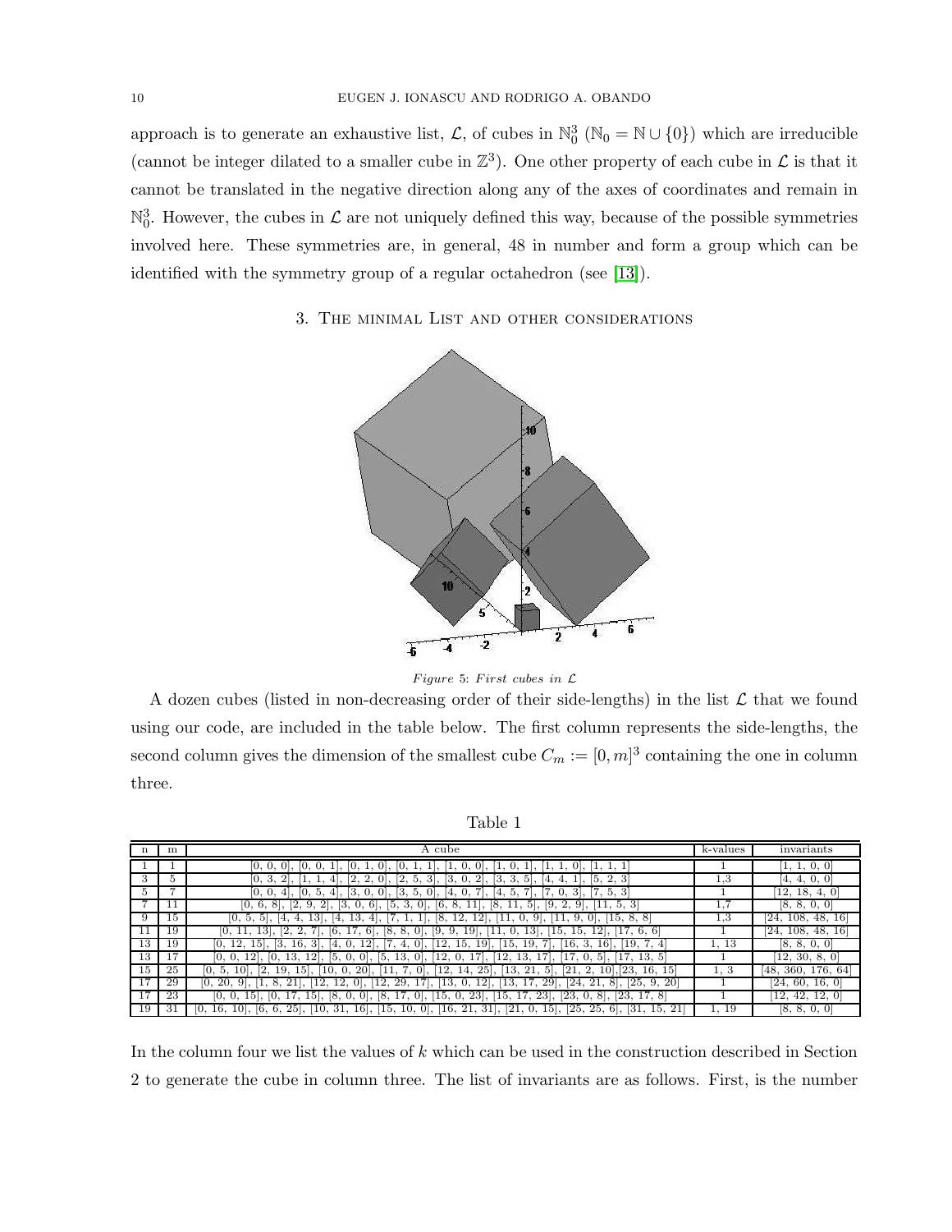approach is to generate an exhaustive list, $\mathcal{L}$, of cubes in $\mathbb{N}_0^3$ ($\mathbb{N}_0 = \mathbb{N} \cup \{0\}$) which are irreducible (cannot be integer dilated to a smaller cube in $\mathbb{Z}^3$). One other property of each cube in $\mathcal{L}$ is that it cannot be translated in the negative direction along any of the axes of coordinates and remain in $\mathbb{N}_0^3$. However, the cubes in $\mathcal{L}$ are not uniquely defined this way, because of the possible symmetries involved here. These symmetries are, in general, 48 in number and form a group which can be identified with the symmetry group of a regular octahedron (see [13]).

## 3. The minimal List and other considerations

*Figure 5: First cubes in $\mathcal{L}$*

A dozen cubes (listed in non-decreasing order of their side-lengths) in the list $\mathcal{L}$ that we found using our code, are included in the table below. The first column represents the side-lengths, the second column gives the dimension of the smallest cube $C_m := [0, m]^3$ containing the one in column three.

Table 1

| n | m | A cube | k-values | invariants |
|---|---|---|---|---|
| 1 | 1 | [0, 0, 0], [0, 0, 1], [0, 1, 0], [0, 1, 1], [1, 0, 0], [1, 0, 1], [1, 1, 0], [1, 1, 1] | 1 | [1, 1, 0, 0] |
| 3 | 5 | [0, 3, 2], [1, 1, 4], [2, 2, 0], [2, 5, 3], [3, 0, 2], [3, 3, 5], [4, 4, 1], [5, 2, 3] | 1,3 | [4, 4, 0, 0] |
| 5 | 7 | [0, 0, 4], [0, 5, 4], [3, 0, 0], [3, 5, 0], [4, 0, 7], [4, 5, 7], [7, 0, 3], [7, 5, 3] | 1 | [12, 18, 4, 0] |
| 7 | 11 | [0, 6, 8], [2, 9, 2], [3, 0, 6], [5, 3, 0], [6, 8, 11], [8, 11, 5], [9, 2, 9], [11, 5, 3] | 1,7 | [8, 8, 0, 0] |
| 9 | 15 | [0, 5, 5], [4, 4, 13], [4, 13, 4], [7, 1, 1], [8, 12, 12], [11, 0, 9], [11, 9, 0], [15, 8, 8] | 1,3 | [24, 108, 48, 16] |
| 11 | 19 | [0, 11, 13], [2, 2, 7], [6, 17, 6], [8, 8, 0], [9, 9, 19], [11, 0, 13], [15, 15, 12], [17, 6, 6] | 1 | [24, 108, 48, 16] |
| 13 | 19 | [0, 12, 15], [3, 16, 3], [4, 0, 12], [7, 4, 0], [12, 15, 19], [15, 19, 7], [16, 3, 16], [19, 7, 4] | 1, 13 | [8, 8, 0, 0] |
| 13 | 17 | [0, 0, 12], [0, 13, 12], [5, 0, 0], [5, 13, 0], [12, 0, 17], [12, 13, 17], [17, 0, 5], [17, 13, 5] | 1 | [12, 30, 8, 0] |
| 15 | 25 | [0, 5, 10], [2, 19, 15], [10, 0, 20], [11, 7, 0], [12, 14, 25], [13, 21, 5], [21, 2, 10], [23, 16, 15] | 1, 3 | [48, 360, 176, 64] |
| 17 | 29 | [0, 20, 9], [1, 8, 21], [12, 12, 0], [12, 29, 17], [13, 0, 12], [13, 17, 29], [24, 21, 8], [25, 9, 20] | 1 | [24, 60, 16, 0] |
| 17 | 23 | [0, 0, 15], [0, 17, 15], [8, 0, 0], [8, 17, 0], [15, 0, 23], [15, 17, 23], [23, 0, 8], [23, 17, 8] | 1 | [12, 42, 12, 0] |
| 19 | 31 | [0, 16, 10], [6, 6, 25], [10, 31, 16], [15, 10, 0], [16, 21, 31], [21, 0, 15], [25, 25, 6], [31, 15, 21] | 1, 19 | [8, 8, 0, 0] |

In the column four we list the values of $k$ which can be used in the construction described in Section 2 to generate the cube in column three. The list of invariants are as follows. First, is the number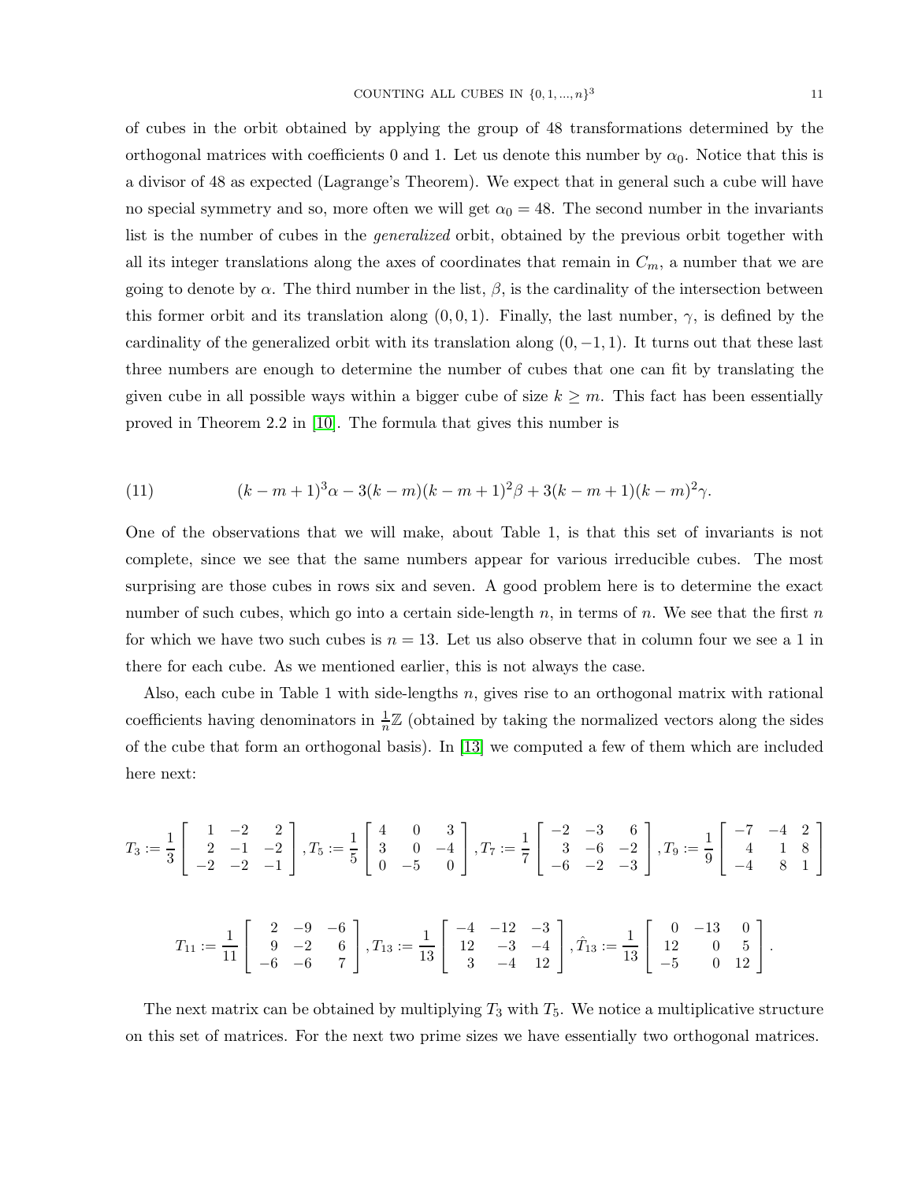of cubes in the orbit obtained by applying the group of 48 transformations determined by the orthogonal matrices with coefficients 0 and 1. Let us denote this number by $\alpha_0$. Notice that this is a divisor of 48 as expected (Lagrange's Theorem). We expect that in general such a cube will have no special symmetry and so, more often we will get $\alpha_0 = 48$. The second number in the invariants list is the number of cubes in the *generalized* orbit, obtained by the previous orbit together with all its integer translations along the axes of coordinates that remain in $C_m$, a number that we are going to denote by $\alpha$. The third number in the list, $\beta$, is the cardinality of the intersection between this former orbit and its translation along $(0, 0, 1)$. Finally, the last number, $\gamma$, is defined by the cardinality of the generalized orbit with its translation along $(0, -1, 1)$. It turns out that these last three numbers are enough to determine the number of cubes that one can fit by translating the given cube in all possible ways within a bigger cube of size $k \geq m$. This fact has been essentially proved in Theorem 2.2 in [10]. The formula that gives this number is

$$(k-m+1)^3\alpha - 3(k-m)(k-m+1)^2\beta + 3(k-m+1)(k-m)^2\gamma. \tag{11}$$

One of the observations that we will make, about Table 1, is that this set of invariants is not complete, since we see that the same numbers appear for various irreducible cubes. The most surprising are those cubes in rows six and seven. A good problem here is to determine the exact number of such cubes, which go into a certain side-length $n$, in terms of $n$. We see that the first $n$ for which we have two such cubes is $n = 13$. Let us also observe that in column four we see a 1 in there for each cube. As we mentioned earlier, this is not always the case.

Also, each cube in Table 1 with side-lengths $n$, gives rise to an orthogonal matrix with rational coefficients having denominators in $\frac{1}{n}\mathbb{Z}$ (obtained by taking the normalized vectors along the sides of the cube that form an orthogonal basis). In [13] we computed a few of them which are included here next:

$$T_3 := \frac{1}{3}\begin{bmatrix} 1 & -2 & 2 \\ 2 & -1 & -2 \\ -2 & -2 & -1 \end{bmatrix}, T_5 := \frac{1}{5}\begin{bmatrix} 4 & 0 & 3 \\ 3 & 0 & -4 \\ 0 & -5 & 0 \end{bmatrix}, T_7 := \frac{1}{7}\begin{bmatrix} -2 & -3 & 6 \\ 3 & -6 & -2 \\ -6 & -2 & -3 \end{bmatrix}, T_9 := \frac{1}{9}\begin{bmatrix} -7 & -4 & 2 \\ 4 & 1 & 8 \\ -4 & 8 & 1 \end{bmatrix}$$

$$T_{11} := \frac{1}{11}\begin{bmatrix} 2 & -9 & -6 \\ 9 & -2 & 6 \\ -6 & -6 & 7 \end{bmatrix}, T_{13} := \frac{1}{13}\begin{bmatrix} -4 & -12 & -3 \\ 12 & -3 & -4 \\ 3 & -4 & 12 \end{bmatrix}, \hat{T}_{13} := \frac{1}{13}\begin{bmatrix} 0 & -13 & 0 \\ 12 & 0 & 5 \\ -5 & 0 & 12 \end{bmatrix}.$$

The next matrix can be obtained by multiplying $T_3$ with $T_5$. We notice a multiplicative structure on this set of matrices. For the next two prime sizes we have essentially two orthogonal matrices.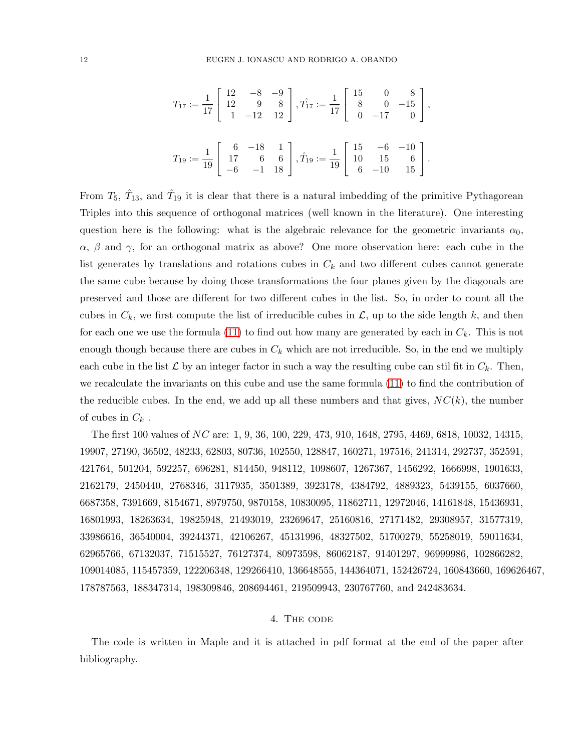$$T_{17} := \frac{1}{17}\begin{bmatrix} 12 & -8 & -9 \\ 12 & 9 & 8 \\ 1 & -12 & 12 \end{bmatrix}, \hat{T_{17}} := \frac{1}{17}\begin{bmatrix} 15 & 0 & 8 \\ 8 & 0 & -15 \\ 0 & -17 & 0 \end{bmatrix},$$

$$T_{19} := \frac{1}{19}\begin{bmatrix} 6 & -18 & 1 \\ 17 & 6 & 6 \\ -6 & -1 & 18 \end{bmatrix}, \hat{T}_{19} := \frac{1}{19}\begin{bmatrix} 15 & -6 & -10 \\ 10 & 15 & 6 \\ 6 & -10 & 15 \end{bmatrix}.$$

From $T_5$, $\hat{T}_{13}$, and $\hat{T}_{19}$ it is clear that there is a natural imbedding of the primitive Pythagorean Triples into this sequence of orthogonal matrices (well known in the literature). One interesting question here is the following: what is the algebraic relevance for the geometric invariants $\alpha_0$, $\alpha$, $\beta$ and $\gamma$, for an orthogonal matrix as above? One more observation here: each cube in the list generates by translations and rotations cubes in $C_k$ and two different cubes cannot generate the same cube because by doing those transformations the four planes given by the diagonals are preserved and those are different for two different cubes in the list. So, in order to count all the cubes in $C_k$, we first compute the list of irreducible cubes in $\mathcal{L}$, up to the side length $k$, and then for each one we use the formula (11) to find out how many are generated by each in $C_k$. This is not enough though because there are cubes in $C_k$ which are not irreducible. So, in the end we multiply each cube in the list $\mathcal{L}$ by an integer factor in such a way the resulting cube can stil fit in $C_k$. Then, we recalculate the invariants on this cube and use the same formula (11) to find the contribution of the reducible cubes. In the end, we add up all these numbers and that gives, $NC(k)$, the number of cubes in $C_k$ .

The first 100 values of $NC$ are: 1, 9, 36, 100, 229, 473, 910, 1648, 2795, 4469, 6818, 10032, 14315, 19907, 27190, 36502, 48233, 62803, 80736, 102550, 128847, 160271, 197516, 241314, 292737, 352591, 421764, 501204, 592257, 696281, 814450, 948112, 1098607, 1267367, 1456292, 1666998, 1901633, 2162179, 2450440, 2768346, 3117935, 3501389, 3923178, 4384792, 4889323, 5439155, 6037660, 6687358, 7391669, 8154671, 8979750, 9870158, 10830095, 11862711, 12972046, 14161848, 15436931, 16801993, 18263634, 19825948, 21493019, 23269647, 25160816, 27171482, 29308957, 31577319, 33986616, 36540004, 39244371, 42106267, 45131996, 48327502, 51700279, 55258019, 59011634, 62965766, 67132037, 71515527, 76127374, 80973598, 86062187, 91401297, 96999986, 102866282, 109014085, 115457359, 122206348, 129266410, 136648555, 144364071, 152426724, 160843660, 169626467, 178787563, 188347314, 198309846, 208694461, 219509943, 230767760, and 242483634.

## 4. The code

The code is written in Maple and it is attached in pdf format at the end of the paper after bibliography.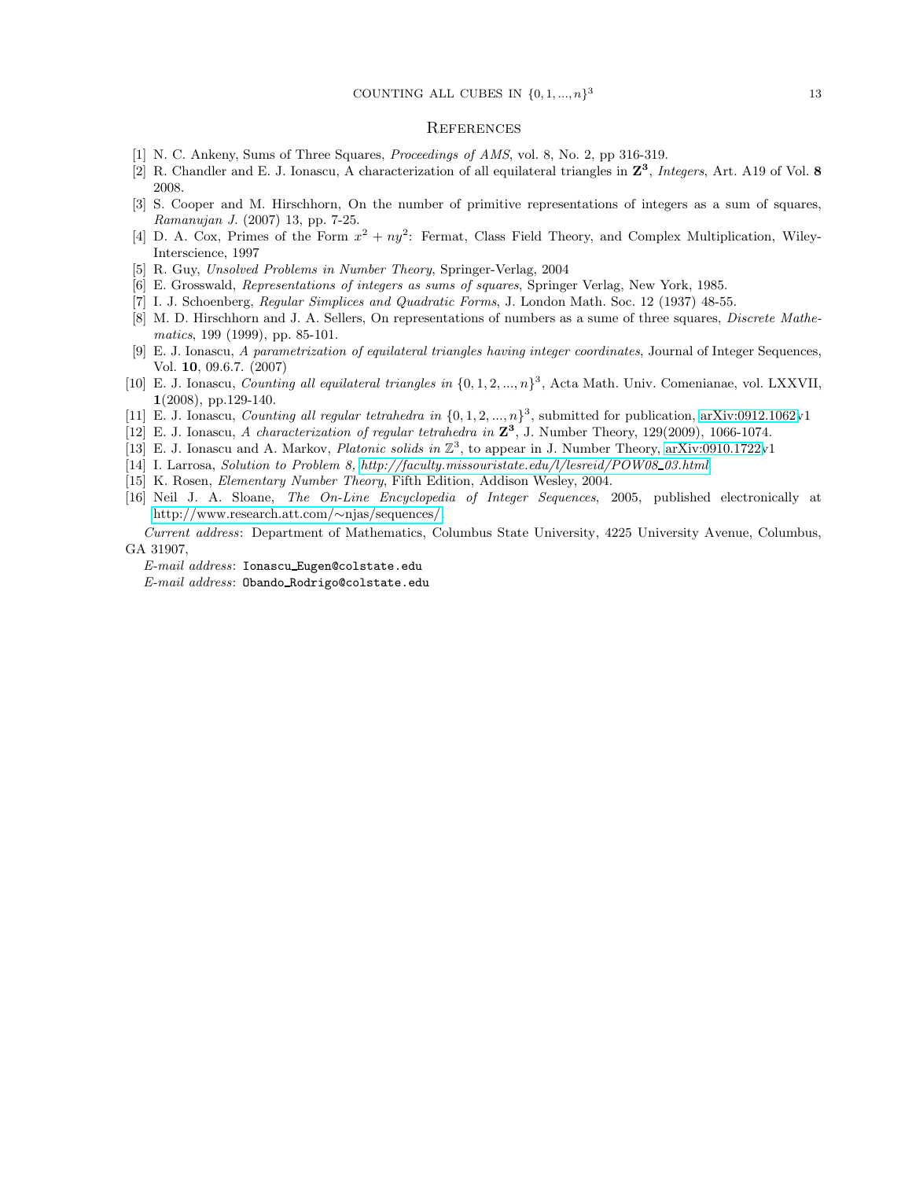## References

[1] N. C. Ankeny, Sums of Three Squares, *Proceedings of AMS*, vol. 8, No. 2, pp 316-319.

[2] R. Chandler and E. J. Ionascu, A characterization of all equilateral triangles in $\mathbf{Z^3}$, *Integers*, Art. A19 of Vol. **8** 2008.

[3] S. Cooper and M. Hirschhorn, On the number of primitive representations of integers as a sum of squares, *Ramanujan J.* (2007) 13, pp. 7-25.

[4] D. A. Cox, Primes of the Form $x^2 + ny^2$: Fermat, Class Field Theory, and Complex Multiplication, Wiley-Interscience, 1997

[5] R. Guy, *Unsolved Problems in Number Theory*, Springer-Verlag, 2004

[6] E. Grosswald, *Representations of integers as sums of squares*, Springer Verlag, New York, 1985.

[7] I. J. Schoenberg, *Regular Simplices and Quadratic Forms*, J. London Math. Soc. 12 (1937) 48-55.

[8] M. D. Hirschhorn and J. A. Sellers, On representations of numbers as a sume of three squares, *Discrete Mathematics*, 199 (1999), pp. 85-101.

[9] E. J. Ionascu, *A parametrization of equilateral triangles having integer coordinates*, Journal of Integer Sequences, Vol. **10**, 09.6.7. (2007)

[10] E. J. Ionascu, *Counting all equilateral triangles in* $\{0, 1, 2, ..., n\}^3$, Acta Math. Univ. Comenianae, vol. LXXVII, **1**(2008), pp.129-140.

[11] E. J. Ionascu, *Counting all regular tetrahedra in* $\{0, 1, 2, ..., n\}^3$, submitted for publication, arXiv:0912.1062v1

[12] E. J. Ionascu, *A characterization of regular tetrahedra in* $\mathbf{Z^3}$, J. Number Theory, 129(2009), 1066-1074.

[13] E. J. Ionascu and A. Markov, *Platonic solids in* $\mathbb{Z}^3$, to appear in J. Number Theory, arXiv:0910.1722v1

[14] I. Larrosa, *Solution to Problem 8, http://faculty.missouristate.edu/l/lesreid/POW08_03.html*

[15] K. Rosen, *Elementary Number Theory*, Fifth Edition, Addison Wesley, 2004.

[16] Neil J. A. Sloane, *The On-Line Encyclopedia of Integer Sequences*, 2005, published electronically at http://www.research.att.com/∼njas/sequences/.

*Current address*: Department of Mathematics, Columbus State University, 4225 University Avenue, Columbus, GA 31907,

*E-mail address*: `Ionascu_Eugen@colstate.edu`

*E-mail address*: `Obando_Rodrigo@colstate.edu`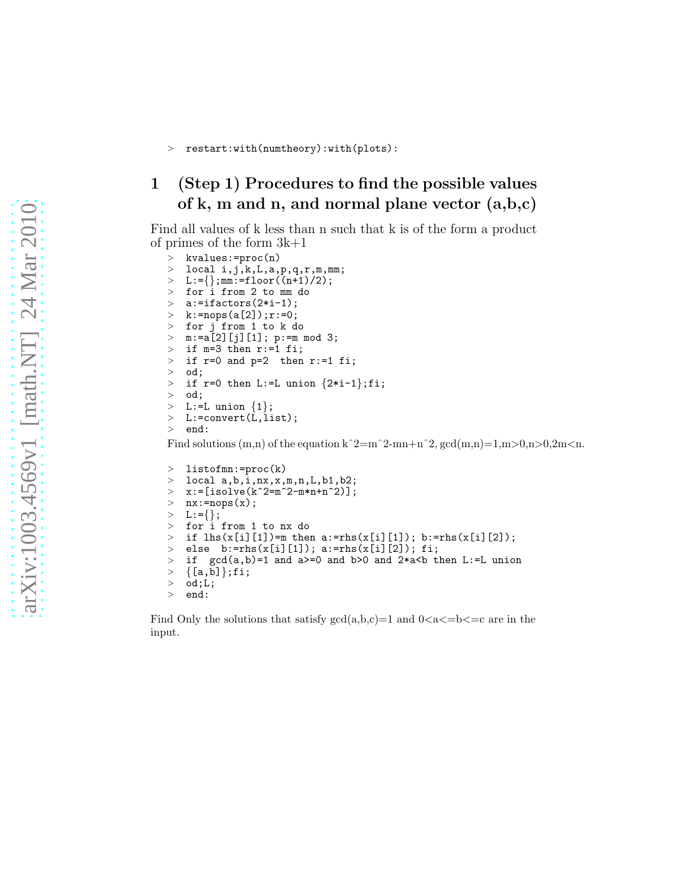```
> restart:with(numtheory):with(plots):
```

# 1 (Step 1) Procedures to find the possible values of k, m and n, and normal plane vector (a,b,c)

Find all values of k less than n such that k is of the form a product of primes of the form 3k+1

```
> kvalues:=proc(n)
> local i,j,k,L,a,p,q,r,m,mm;
> L:={};mm:=floor((n+1)/2);
> for i from 2 to mm do
> a:=ifactors(2*i-1);
> k:=nops(a[2]);r:=0;
> for j from 1 to k do
> m:=a[2][j][1]; p:=m mod 3;
> if m=3 then r:=1 fi;
> if r=0 and p=2  then r:=1 fi;
> od;
> if r=0 then L:=L union {2*i-1};fi;
> od;
> L:=L union {1};
> L:=convert(L,list);
> end:
```

Find solutions (m,n) of the equation k^2=m^2-mn+n^2, gcd(m,n)=1,m>0,n>0,2m<n.

```
> listofmn:=proc(k)
> local a,b,i,nx,x,m,n,L,b1,b2;
> x:=[isolve(k^2=m^2-m*n+n^2)];
> nx:=nops(x);
> L:={};
> for i from 1 to nx do
> if lhs(x[i][1])=m then a:=rhs(x[i][1]); b:=rhs(x[i][2]);
> else  b:=rhs(x[i][1]); a:=rhs(x[i][2]); fi;
> if  gcd(a,b)=1 and a>=0 and b>0 and 2*a<b then L:=L union
> {[a,b]};fi;
> od;L;
> end:
```

Find Only the solutions that satisfy gcd(a,b,c)=1 and 0<a<=b<=c are in the input.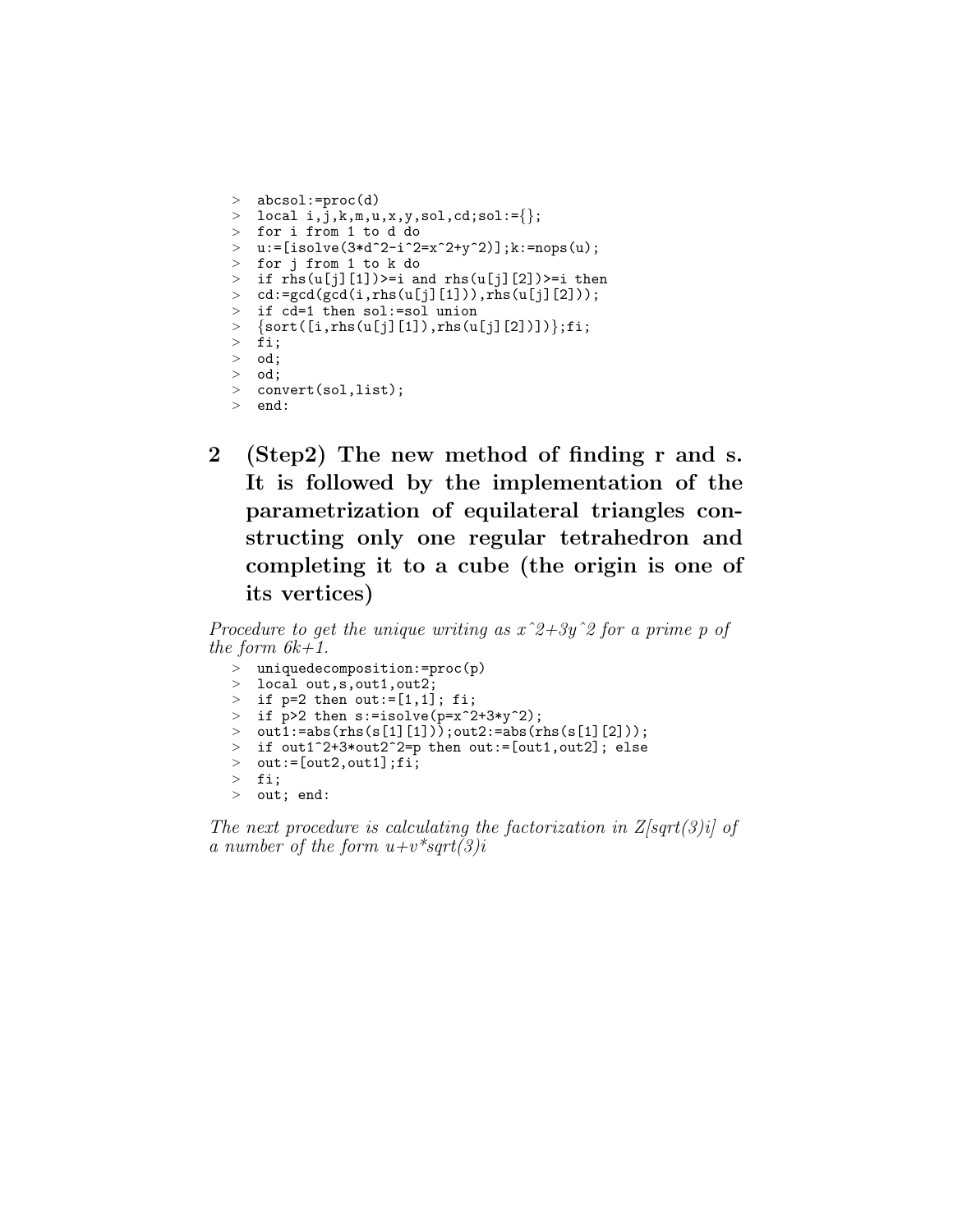```
> abcsol:=proc(d)
> local i,j,k,m,u,x,y,sol,cd;sol:={};
> for i from 1 to d do
> u:=[isolve(3*d^2-i^2=x^2+y^2)];k:=nops(u);
> for j from 1 to k do
> if rhs(u[j][1])>=i and rhs(u[j][2])>=i then
> cd:=gcd(gcd(i,rhs(u[j][1])),rhs(u[j][2]));
> if cd=1 then sol:=sol union
> {sort([i,rhs(u[j][1]),rhs(u[j][2])])};fi;
> fi;
> od;
> od;
> convert(sol,list);
> end:
```

## 2 (Step2) The new method of finding r and s. It is followed by the implementation of the parametrization of equilateral triangles constructing only one regular tetrahedron and completing it to a cube (the origin is one of its vertices)

*Procedure to get the unique writing as x^2+3y^2 for a prime p of the form 6k+1.*

```
> uniquedecomposition:=proc(p)
> local out,s,out1,out2;
> if p=2 then out:=[1,1]; fi;
> if p>2 then s:=isolve(p=x^2+3*y^2);
> out1:=abs(rhs(s[1][1]));out2:=abs(rhs(s[1][2]));
> if out1^2+3*out2^2=p then out:=[out1,out2]; else
> out:=[out2,out1];fi;
> fi;
> out; end:
```

*The next procedure is calculating the factorization in Z[sqrt(3)i] of a number of the form u+v\*sqrt(3)i*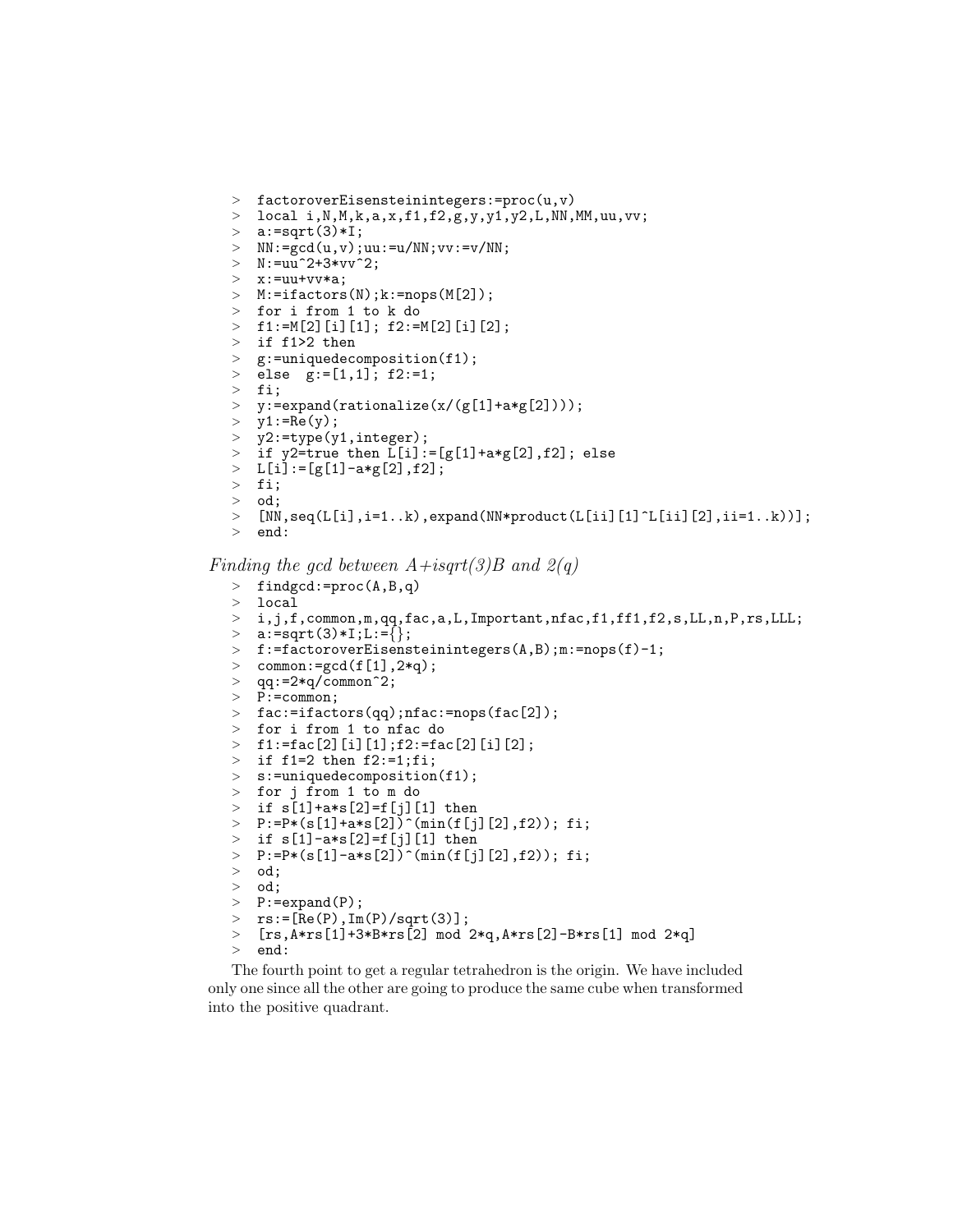```
> factoroverEisensteinintegers:=proc(u,v)
> local i,N,M,k,a,x,f1,f2,g,y,y1,y2,L,NN,MM,uu,vv;
> a:=sqrt(3)*I;
> NN:=gcd(u,v);uu:=u/NN;vv:=v/NN;
> N:=uu^2+3*vv^2;
> x:=uu+vv*a;
> M:=ifactors(N);k:=nops(M[2]);
> for i from 1 to k do
> f1:=M[2][i][1]; f2:=M[2][i][2];
> if f1>2 then
> g:=uniquedecomposition(f1);
> else  g:=[1,1]; f2:=1;
> fi;
> y:=expand(rationalize(x/(g[1]+a*g[2])));
> y1:=Re(y);
> y2:=type(y1,integer);
> if y2=true then L[i]:=[g[1]+a*g[2],f2]; else
> L[i]:=[g[1]-a*g[2],f2];
> fi;
> od;
> [NN,seq(L[i],i=1..k),expand(NN*product(L[ii][1]^L[ii][2],ii=1..k))];
> end:
```

*Finding the gcd between A+isqrt(3)B and 2(q)*

```
> findgcd:=proc(A,B,q)
> local
> i,j,f,common,m,qq,fac,a,L,Important,nfac,f1,ff1,f2,s,LL,n,P,rs,LLL;
> a:=sqrt(3)*I;L:={};
> f:=factoroverEisensteinintegers(A,B);m:=nops(f)-1;
> common:=gcd(f[1],2*q);
> qq:=2*q/common^2;
> P:=common;
> fac:=ifactors(qq);nfac:=nops(fac[2]);
> for i from 1 to nfac do
> f1:=fac[2][i][1];f2:=fac[2][i][2];
> if f1=2 then f2:=1;fi;
> s:=uniquedecomposition(f1);
> for j from 1 to m do
> if s[1]+a*s[2]=f[j][1] then
> P:=P*(s[1]+a*s[2])^(min(f[j][2],f2)); fi;
> if s[1]-a*s[2]=f[j][1] then
> P:=P*(s[1]-a*s[2])^(min(f[j][2],f2)); fi;
> od;
> od;
> P:=expand(P);
> rs:=[Re(P),Im(P)/sqrt(3)];
> [rs,A*rs[1]+3*B*rs[2] mod 2*q,A*rs[2]-B*rs[1] mod 2*q]
> end:
```

The fourth point to get a regular tetrahedron is the origin. We have included only one since all the other are going to produce the same cube when transformed into the positive quadrant.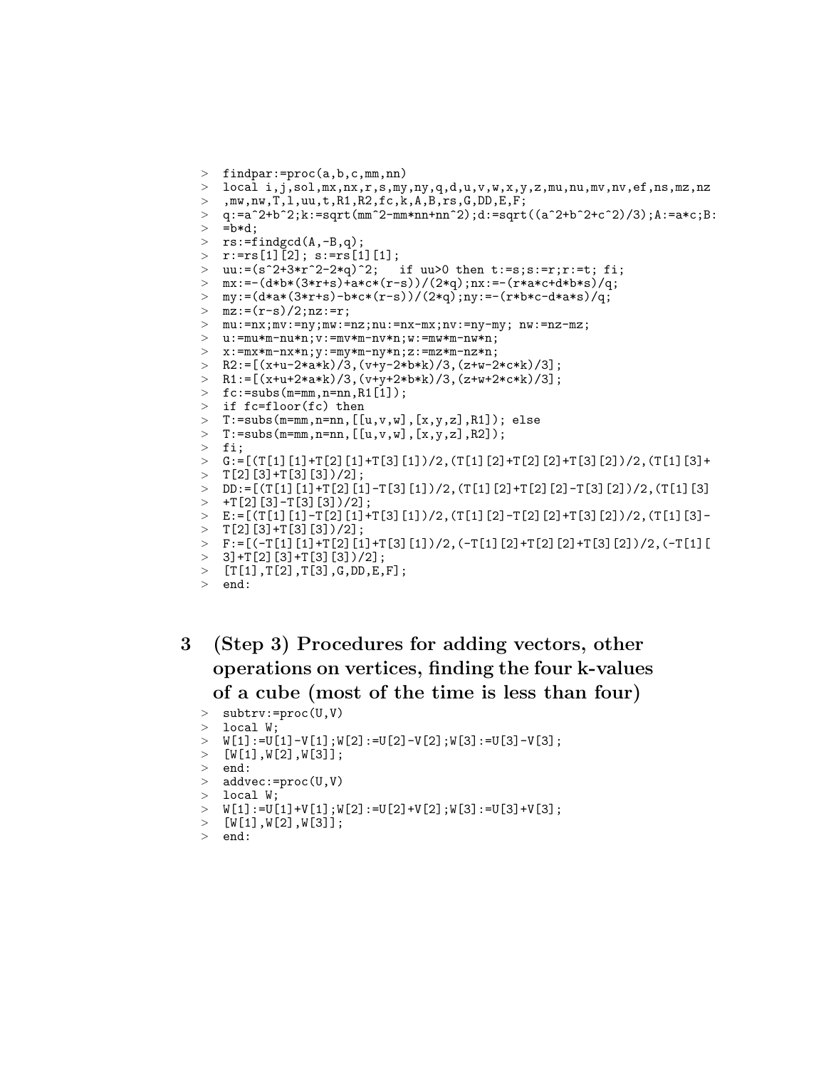```
> findpar:=proc(a,b,c,mm,nn)
> local i,j,sol,mx,nx,r,s,my,ny,q,d,u,v,w,x,y,z,mu,nu,mv,nv,ef,ns,mz,nz
> ,mw,nw,T,l,uu,t,R1,R2,fc,k,A,B,rs,G,DD,E,F;
> q:=a^2+b^2;k:=sqrt(mm^2-mm*nn+nn^2);d:=sqrt((a^2+b^2+c^2)/3);A:=a*c;B:
> =b*d;
> rs:=findgcd(A,-B,q);
> r:=rs[1][2]; s:=rs[1][1];
> uu:=(s^2+3*r^2-2*q)^2;   if uu>0 then t:=s;s:=r;r:=t; fi;
> mx:=-(d*b*(3*r+s)+a*c*(r-s))/(2*q);nx:=-(r*a*c+d*b*s)/q;
> my:=(d*a*(3*r+s)-b*c*(r-s))/(2*q);ny:=-(r*b*c-d*a*s)/q;
> mz:=(r-s)/2;nz:=r;
> mu:=nx;mv:=ny;mw:=nz;nu:=nx-mx;nv:=ny-my; nw:=nz-mz;
> u:=mu*m-nu*n;v:=mv*m-nv*n;w:=mw*m-nw*n;
> x:=mx*m-nx*n;y:=my*m-ny*n;z:=mz*m-nz*n;
> R2:=[(x+u-2*a*k)/3,(v+y-2*b*k)/3,(z+w-2*c*k)/3];
> R1:=[(x+u+2*a*k)/3,(v+y+2*b*k)/3,(z+w+2*c*k)/3];
> fc:=subs(m=mm,n=nn,R1[1]);
> if fc=floor(fc) then
> T:=subs(m=mm,n=nn,[[u,v,w],[x,y,z],R1]); else
> T:=subs(m=mm,n=nn,[[u,v,w],[x,y,z],R2]);
> fi;
> G:=[(T[1][1]+T[2][1]+T[3][1])/2,(T[1][2]+T[2][2]+T[3][2])/2,(T[1][3]+
> T[2][3]+T[3][3])/2];
> DD:=[(T[1][1]+T[2][1]-T[3][1])/2,(T[1][2]+T[2][2]-T[3][2])/2,(T[1][3]
> +T[2][3]-T[3][3])/2];
> E:=[(T[1][1]-T[2][1]+T[3][1])/2,(T[1][2]-T[2][2]+T[3][2])/2,(T[1][3]-
> T[2][3]+T[3][3])/2];
> F:=[(-T[1][1]+T[2][1]+T[3][1])/2,(-T[1][2]+T[2][2]+T[3][2])/2,(-T[1][
> 3]+T[2][3]+T[3][3])/2];
> [T[1],T[2],T[3],G,DD,E,F];
> end:
```

# 3 (Step 3) Procedures for adding vectors, other operations on vertices, finding the four k-values of a cube (most of the time is less than four)

```
> subtrv:=proc(U,V)
> local W;
> W[1]:=U[1]-V[1];W[2]:=U[2]-V[2];W[3]:=U[3]-V[3];
> [W[1],W[2],W[3]];
> end:
> addvec:=proc(U,V)
> local W;
> W[1]:=U[1]+V[1];W[2]:=U[2]+V[2];W[3]:=U[3]+V[3];
> [W[1],W[2],W[3]];
> end:
```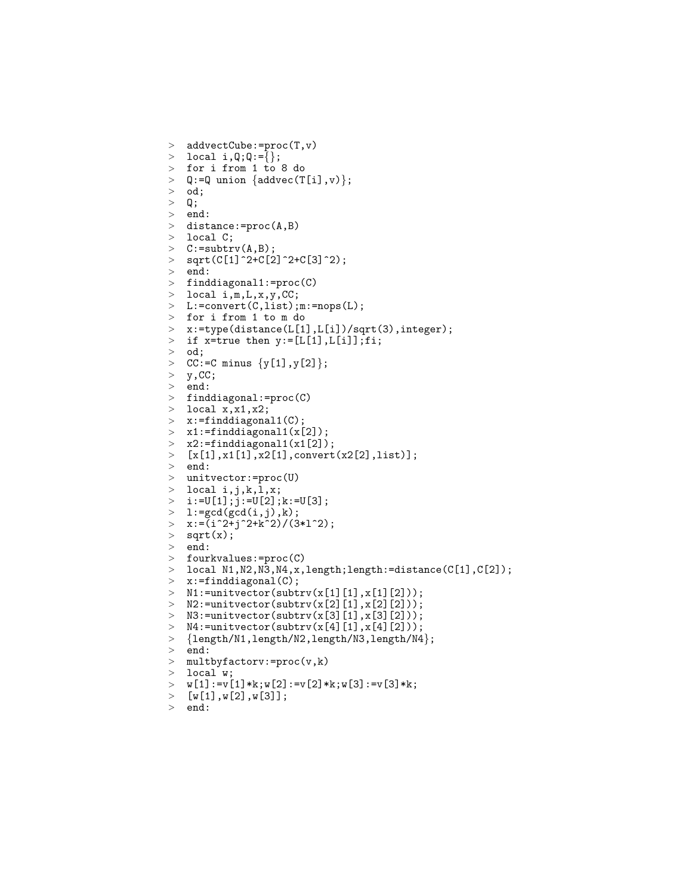```
> addvectCube:=proc(T,v)
> local i,Q;Q:={};
> for i from 1 to 8 do
> Q:=Q union {addvec(T[i],v)};
> od;
> Q;
> end:
> distance:=proc(A,B)
> local C;
> C:=subtrv(A,B);
> sqrt(C[1]^2+C[2]^2+C[3]^2);
> end:
> finddiagonal1:=proc(C)
> local i,m,L,x,y,CC;
> L:=convert(C,list);m:=nops(L);
> for i from 1 to m do
> x:=type(distance(L[1],L[i])/sqrt(3),integer);
> if x=true then y:=[L[1],L[i]];fi;
> od;
> CC:=C minus {y[1],y[2]};
> y,CC;
> end:
> finddiagonal:=proc(C)
> local x,x1,x2;
> x:=finddiagonal1(C);
> x1:=finddiagonal1(x[2]);
> x2:=finddiagonal1(x1[2]);
> [x[1],x1[1],x2[1],convert(x2[2],list)];
> end:
> unitvector:=proc(U)
> local i,j,k,l,x;
> i:=U[1];j:=U[2];k:=U[3];
> l:=gcd(gcd(i,j),k);
> x:=(i^2+j^2+k^2)/(3*l^2);
> sqrt(x);
> end:
> fourkvalues:=proc(C)
> local N1,N2,N3,N4,x,length;length:=distance(C[1],C[2]);
> x:=finddiagonal(C);
> N1:=unitvector(subtrv(x[1][1],x[1][2]));
> N2:=unitvector(subtrv(x[2][1],x[2][2]));
> N3:=unitvector(subtrv(x[3][1],x[3][2]));
> N4:=unitvector(subtrv(x[4][1],x[4][2]));
> {length/N1,length/N2,length/N3,length/N4};
> end:
> multbyfactorv:=proc(v,k)
> local w;
> w[1]:=v[1]*k;w[2]:=v[2]*k;w[3]:=v[3]*k;
> [w[1],w[2],w[3]];
> end:
```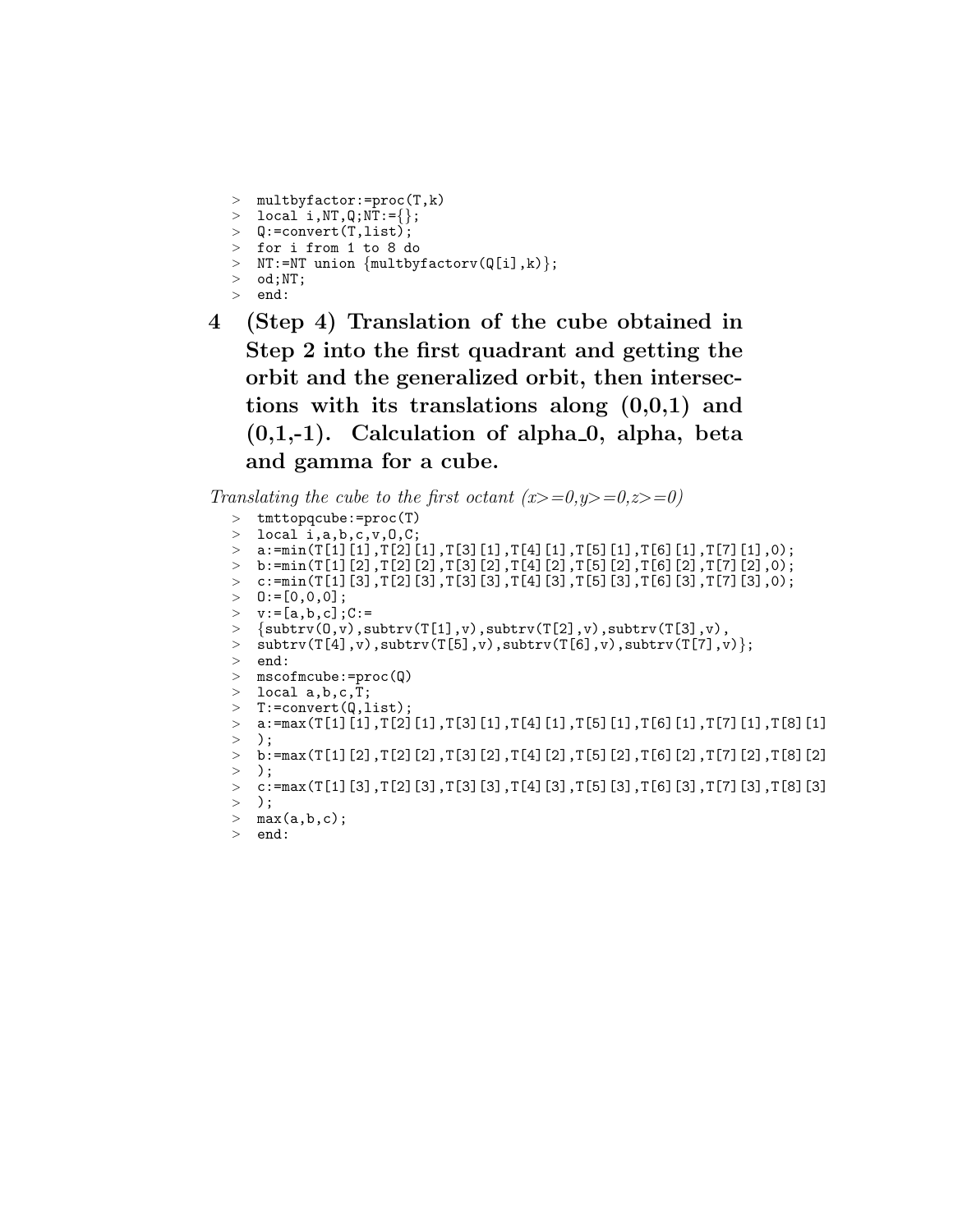```
> multbyfactor:=proc(T,k)
> local i,NT,Q;NT:={};
> Q:=convert(T,list);
> for i from 1 to 8 do
> NT:=NT union {multbyfactorv(Q[i],k)};
> od;NT;
> end:
```

# 4 (Step 4) Translation of the cube obtained in Step 2 into the first quadrant and getting the orbit and the generalized orbit, then intersections with its translations along (0,0,1) and (0,1,-1). Calculation of alpha_0, alpha, beta and gamma for a cube.

*Translating the cube to the first octant (x>=0,y>=0,z>=0)*

```
> tmttopqcube:=proc(T)
> local i,a,b,c,v,O,C;
> a:=min(T[1][1],T[2][1],T[3][1],T[4][1],T[5][1],T[6][1],T[7][1],0);
> b:=min(T[1][2],T[2][2],T[3][2],T[4][2],T[5][2],T[6][2],T[7][2],0);
> c:=min(T[1][3],T[2][3],T[3][3],T[4][3],T[5][3],T[6][3],T[7][3],0);
> O:=[0,0,0];
> v:=[a,b,c];C:=
> {subtrv(O,v),subtrv(T[1],v),subtrv(T[2],v),subtrv(T[3],v),
> subtrv(T[4],v),subtrv(T[5],v),subtrv(T[6],v),subtrv(T[7],v)};
> end:
> mscofmcube:=proc(Q)
> local a,b,c,T;
> T:=convert(Q,list);
> a:=max(T[1][1],T[2][1],T[3][1],T[4][1],T[5][1],T[6][1],T[7][1],T[8][1]
> );
> b:=max(T[1][2],T[2][2],T[3][2],T[4][2],T[5][2],T[6][2],T[7][2],T[8][2]
> );
> c:=max(T[1][3],T[2][3],T[3][3],T[4][3],T[5][3],T[6][3],T[7][3],T[8][3]
> );
> max(a,b,c);
> end:
```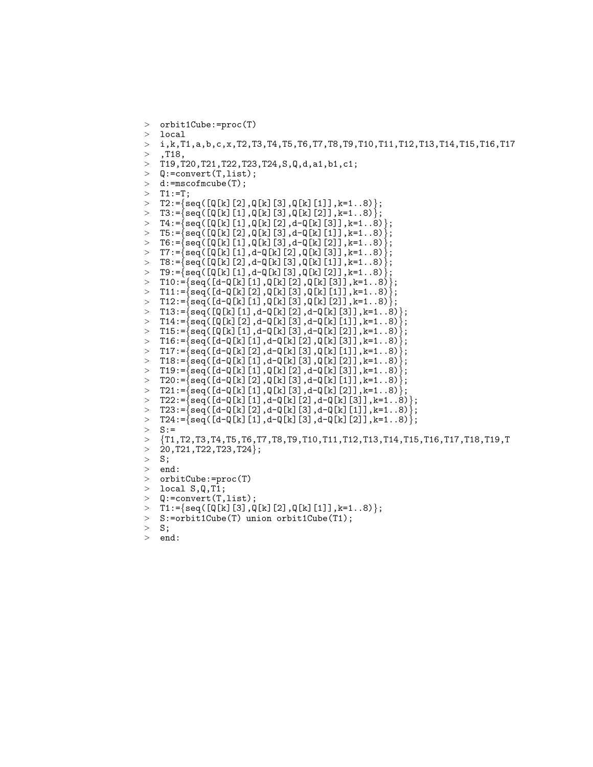```
> orbit1Cube:=proc(T)
> local
> i,k,T1,a,b,c,x,T2,T3,T4,T5,T6,T7,T8,T9,T10,T11,T12,T13,T14,T15,T16,T17
> ,T18,
> T19,T20,T21,T22,T23,T24,S,Q,d,a1,b1,c1;
> Q:=convert(T,list);
> d:=mscofmcube(T);
> T1:=T;
> T2:={seq([Q[k][2],Q[k][3],Q[k][1]],k=1..8)};
> T3:={seq([Q[k][1],Q[k][3],Q[k][2]],k=1..8)};
> T4:={seq([Q[k][1],Q[k][2],d-Q[k][3]],k=1..8)};
> T5:={seq([Q[k][2],Q[k][3],d-Q[k][1]],k=1..8)};
> T6:={seq([Q[k][1],Q[k][3],d-Q[k][2]],k=1..8)};
> T7:={seq([Q[k][1],d-Q[k][2],Q[k][3]],k=1..8)};
> T8:={seq([Q[k][2],d-Q[k][3],Q[k][1]],k=1..8)};
> T9:={seq([Q[k][1],d-Q[k][3],Q[k][2]],k=1..8)};
> T10:={seq([d-Q[k][1],Q[k][2],Q[k][3]],k=1..8)};
> T11:={seq([d-Q[k][2],Q[k][3],Q[k][1]],k=1..8)};
> T12:={seq([d-Q[k][1],Q[k][3],Q[k][2]],k=1..8)};
> T13:={seq([Q[k][1],d-Q[k][2],d-Q[k][3]],k=1..8)};
> T14:={seq([Q[k][2],d-Q[k][3],d-Q[k][1]],k=1..8)};
> T15:={seq([Q[k][1],d-Q[k][3],d-Q[k][2]],k=1..8)};
> T16:={seq([d-Q[k][1],d-Q[k][2],Q[k][3]],k=1..8)};
> T17:={seq([d-Q[k][2],d-Q[k][3],Q[k][1]],k=1..8)};
> T18:={seq([d-Q[k][1],d-Q[k][3],Q[k][2]],k=1..8)};
> T19:={seq([d-Q[k][1],Q[k][2],d-Q[k][3]],k=1..8)};
> T20:={seq([d-Q[k][2],Q[k][3],d-Q[k][1]],k=1..8)};
> T21:={seq([d-Q[k][1],Q[k][3],d-Q[k][2]],k=1..8)};
> T22:={seq([d-Q[k][1],d-Q[k][2],d-Q[k][3]],k=1..8)};
> T23:={seq([d-Q[k][2],d-Q[k][3],d-Q[k][1]],k=1..8)};
> T24:={seq([d-Q[k][1],d-Q[k][3],d-Q[k][2]],k=1..8)};
> S:=
> {T1,T2,T3,T4,T5,T6,T7,T8,T9,T10,T11,T12,T13,T14,T15,T16,T17,T18,T19,T
> 20,T21,T22,T23,T24};
> S;
> end:
> orbitCube:=proc(T)
> local S,Q,T1;
> Q:=convert(T,list);
> T1:={seq([Q[k][3],Q[k][2],Q[k][1]],k=1..8)};
> S:=orbit1Cube(T) union orbit1Cube(T1);
> S;
> end:
```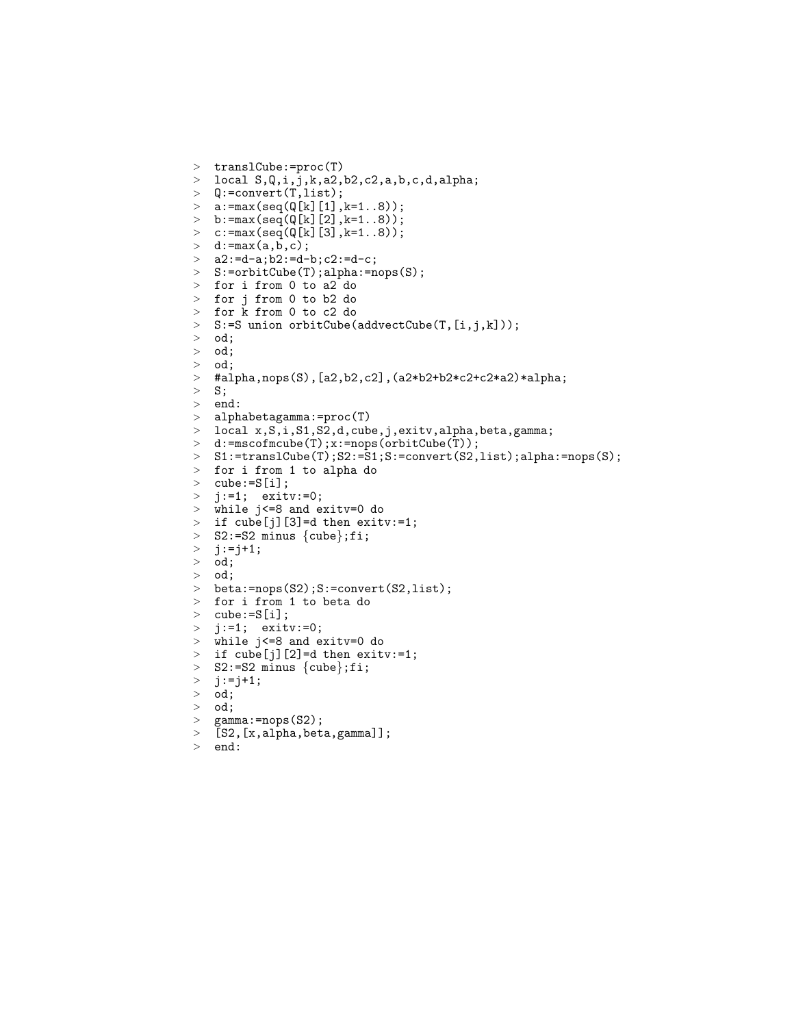```
> translCube:=proc(T)
> local S,Q,i,j,k,a2,b2,c2,a,b,c,d,alpha;
> Q:=convert(T,list);
> a:=max(seq(Q[k][1],k=1..8));
> b:=max(seq(Q[k][2],k=1..8));
> c:=max(seq(Q[k][3],k=1..8));
> d:=max(a,b,c);
> a2:=d-a;b2:=d-b;c2:=d-c;
> S:=orbitCube(T);alpha:=nops(S);
> for i from 0 to a2 do
> for j from 0 to b2 do
> for k from 0 to c2 do
> S:=S union orbitCube(addvectCube(T,[i,j,k]));
> od;
> od;
> od;
> #alpha,nops(S),[a2,b2,c2],(a2*b2+b2*c2+c2*a2)*alpha;
> S;
> end:
> alphabetagamma:=proc(T)
> local x,S,i,S1,S2,d,cube,j,exitv,alpha,beta,gamma;
> d:=mscofmcube(T);x:=nops(orbitCube(T));
> S1:=translCube(T);S2:=S1;S:=convert(S2,list);alpha:=nops(S);
> for i from 1 to alpha do
> cube:=S[i];
> j:=1;  exitv:=0;
> while j<=8 and exitv=0 do
> if cube[j][3]=d then exitv:=1;
> S2:=S2 minus {cube};fi;
> j:=j+1;
> od;
> od;
> beta:=nops(S2);S:=convert(S2,list);
> for i from 1 to beta do
> cube:=S[i];
> j:=1;  exitv:=0;
> while j<=8 and exitv=0 do
> if cube[j][2]=d then exitv:=1;
> S2:=S2 minus {cube};fi;
> j:=j+1;
> od;
> od;
> gamma:=nops(S2);
> [S2,[x,alpha,beta,gamma]];
> end:
```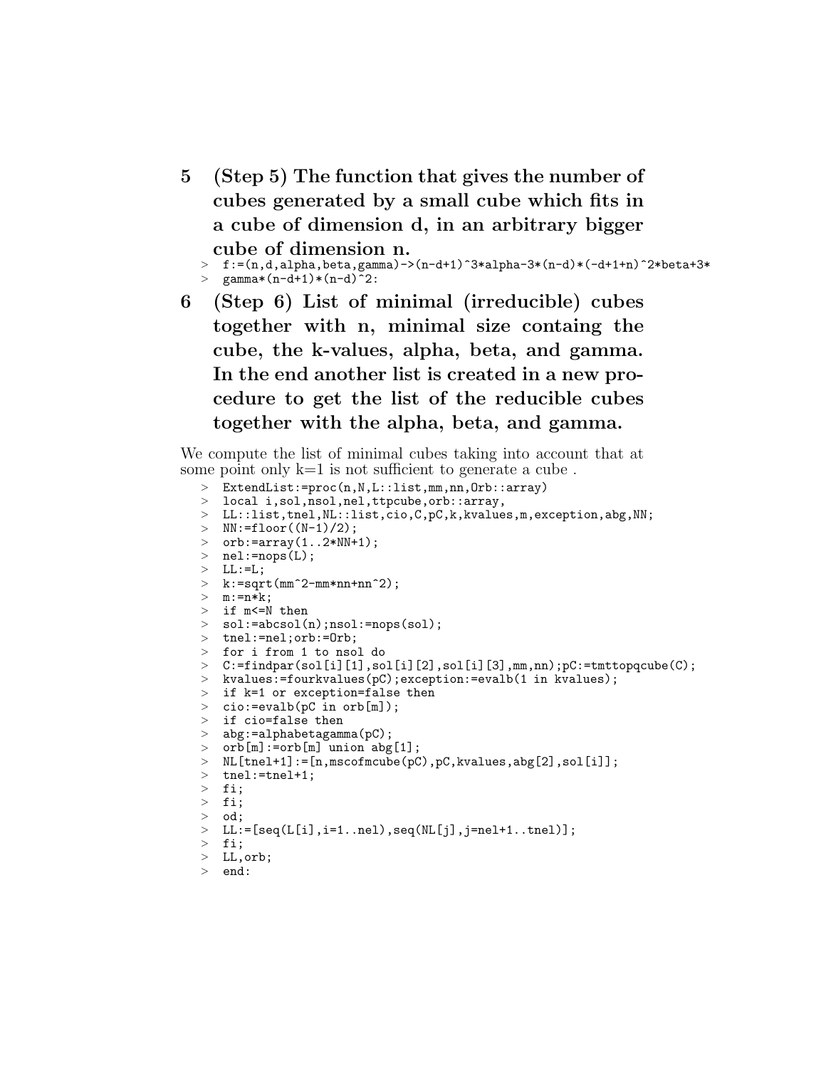## 5 (Step 5) The function that gives the number of cubes generated by a small cube which fits in a cube of dimension d, in an arbitrary bigger cube of dimension n.

```
> f:=(n,d,alpha,beta,gamma)->(n-d+1)^3*alpha-3*(n-d)*(-d+1+n)^2*beta+3*
> gamma*(n-d+1)*(n-d)^2:
```

## 6 (Step 6) List of minimal (irreducible) cubes together with n, minimal size containg the cube, the k-values, alpha, beta, and gamma. In the end another list is created in a new procedure to get the list of the reducible cubes together with the alpha, beta, and gamma.

We compute the list of minimal cubes taking into account that at some point only k=1 is not sufficient to generate a cube .

```
> ExtendList:=proc(n,N,L::list,mm,nn,Orb::array)
> local i,sol,nsol,nel,ttpcube,orb::array,
> LL::list,tnel,NL::list,cio,C,pC,k,kvalues,m,exception,abg,NN;
> NN:=floor((N-1)/2);
> orb:=array(1..2*NN+1);
> nel:=nops(L);
> LL:=L;
> k:=sqrt(mm^2-mm*nn+nn^2);
> m:=n*k;
> if m<=N then
> sol:=abcsol(n);nsol:=nops(sol);
> tnel:=nel;orb:=Orb;
> for i from 1 to nsol do
> C:=findpar(sol[i][1],sol[i][2],sol[i][3],mm,nn);pC:=tmttopqcube(C);
> kvalues:=fourkvalues(pC);exception:=evalb(1 in kvalues);
> if k=1 or exception=false then
> cio:=evalb(pC in orb[m]);
> if cio=false then
> abg:=alphabetagamma(pC);
> orb[m]:=orb[m] union abg[1];
> NL[tnel+1]:=[n,mscofmcube(pC),pC,kvalues,abg[2],sol[i]];
> tnel:=tnel+1;
> fi;
> fi;
> od;
> LL:=[seq(L[i],i=1..nel),seq(NL[j],j=nel+1..tnel)];
> fi;
> LL,orb;
> end:
```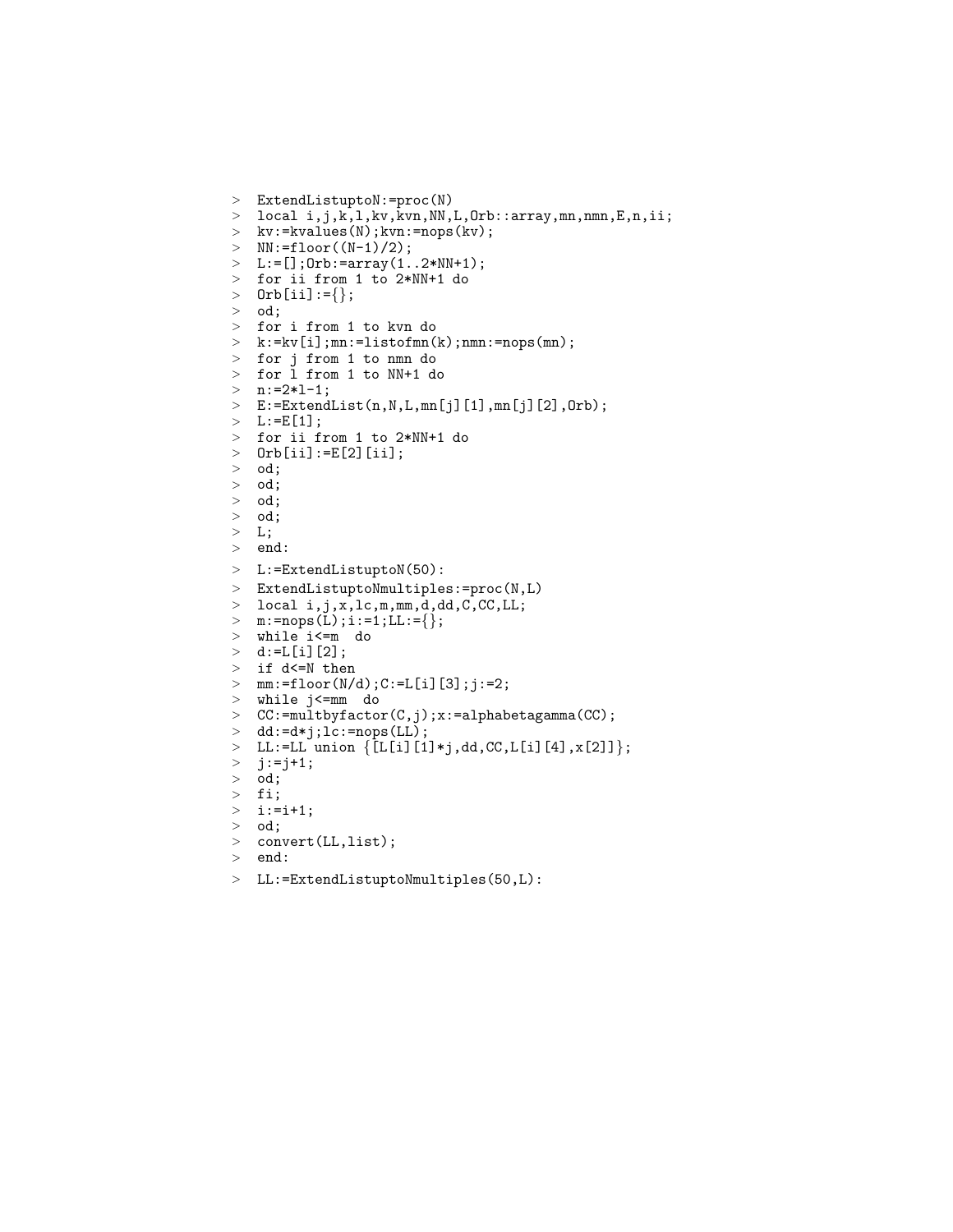```
> ExtendListuptoN:=proc(N)
> local i,j,k,l,kv,kvn,NN,L,Orb::array,mn,nmn,E,n,ii;
> kv:=kvalues(N);kvn:=nops(kv);
> NN:=floor((N-1)/2);
> L:=[];Orb:=array(1..2*NN+1);
> for ii from 1 to 2*NN+1 do
> Orb[ii]:={};
> od;
> for i from 1 to kvn do
> k:=kv[i];mn:=listofmn(k);nmn:=nops(mn);
> for j from 1 to nmn do
> for l from 1 to NN+1 do
> n:=2*l-1;
> E:=ExtendList(n,N,L,mn[j][1],mn[j][2],Orb);
> L:=E[1];
> for ii from 1 to 2*NN+1 do
> Orb[ii]:=E[2][ii];
> od;
> od;
> od;
> od;
> L;
> end:
> L:=ExtendListuptoN(50):
> ExtendListuptoNmultiples:=proc(N,L)
> local i,j,x,lc,m,mm,d,dd,C,CC,LL;
> m:=nops(L);i:=1;LL:={};
> while i<=m  do
> d:=L[i][2];
> if d<=N then
> mm:=floor(N/d);C:=L[i][3];j:=2;
> while j<=mm  do
> CC:=multbyfactor(C,j);x:=alphabetagamma(CC);
> dd:=d*j;lc:=nops(LL);
> LL:=LL union {[L[i][1]*j,dd,CC,L[i][4],x[2]]};
> j:=j+1;
> od;
> fi;
> i:=i+1;
> od;
> convert(LL,list);
> end:
> LL:=ExtendListuptoNmultiples(50,L):
```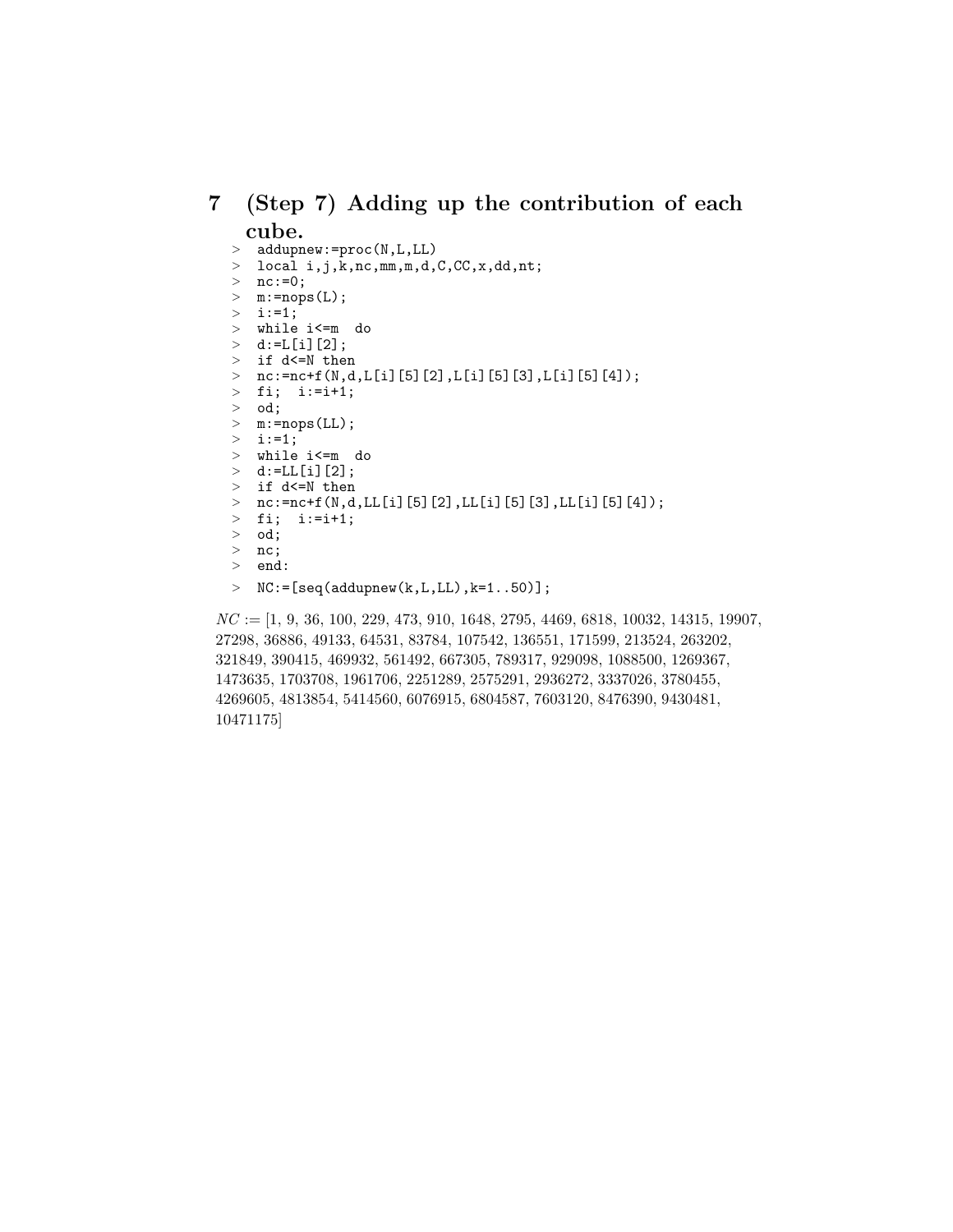# 7 (Step 7) Adding up the contribution of each cube.

```
> addupnew:=proc(N,L,LL)
> local i,j,k,nc,mm,m,d,C,CC,x,dd,nt;
> nc:=0;
> m:=nops(L);
> i:=1;
> while i<=m  do
> d:=L[i][2];
> if d<=N then
> nc:=nc+f(N,d,L[i][5][2],L[i][5][3],L[i][5][4]);
> fi;  i:=i+1;
> od;
> m:=nops(LL);
> i:=1;
> while i<=m  do
> d:=LL[i][2];
> if d<=N then
> nc:=nc+f(N,d,LL[i][5][2],LL[i][5][3],LL[i][5][4]);
> fi;  i:=i+1;
> od;
> nc;
> end:
```

```
> NC:=[seq(addupnew(k,L,LL),k=1..50)];
```

$NC :=$ [1, 9, 36, 100, 229, 473, 910, 1648, 2795, 4469, 6818, 10032, 14315, 19907, 27298, 36886, 49133, 64531, 83784, 107542, 136551, 171599, 213524, 263202, 321849, 390415, 469932, 561492, 667305, 789317, 929098, 1088500, 1269367, 1473635, 1703708, 1961706, 2251289, 2575291, 2936272, 3337026, 3780455, 4269605, 4813854, 5414560, 6076915, 6804587, 7603120, 8476390, 9430481, 10471175]